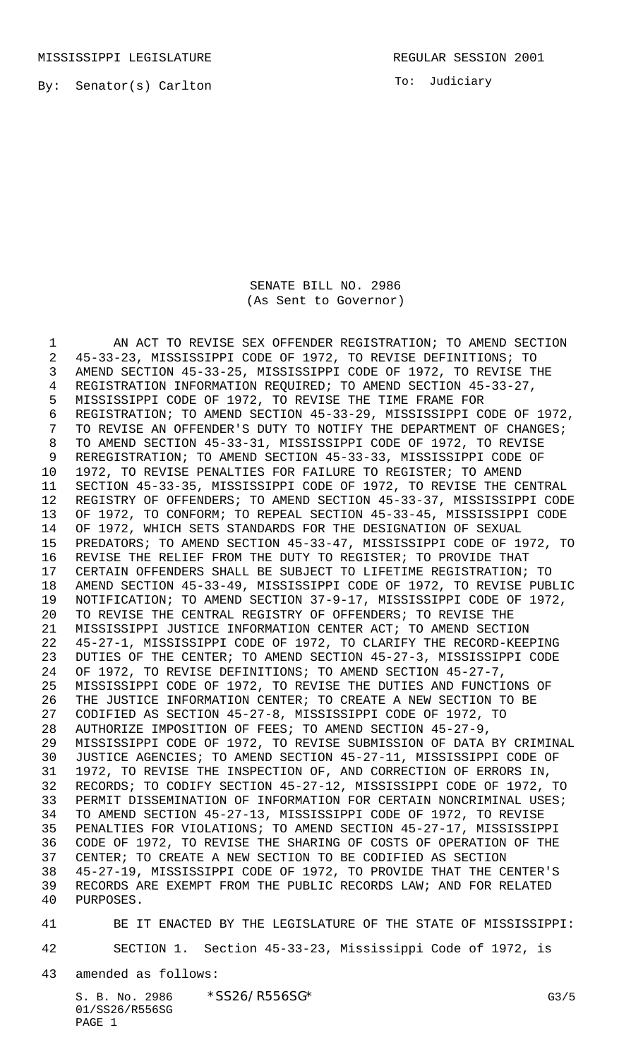MISSISSIPPI LEGISLATURE REGULAR SESSION 2001

By: Senator(s) Carlton

To: Judiciary

SENATE BILL NO. 2986
(As Sent to Governor)

AN ACT TO REVISE SEX OFFENDER REGISTRATION; TO AMEND SECTION 45-33-23, MISSISSIPPI CODE OF 1972, TO REVISE DEFINITIONS; TO AMEND SECTION 45-33-25, MISSISSIPPI CODE OF 1972, TO REVISE THE REGISTRATION INFORMATION REQUIRED; TO AMEND SECTION 45-33-27, MISSISSIPPI CODE OF 1972, TO REVISE THE TIME FRAME FOR REGISTRATION; TO AMEND SECTION 45-33-29, MISSISSIPPI CODE OF 1972, TO REVISE AN OFFENDER'S DUTY TO NOTIFY THE DEPARTMENT OF CHANGES; TO AMEND SECTION 45-33-31, MISSISSIPPI CODE OF 1972, TO REVISE REREGISTRATION; TO AMEND SECTION 45-33-33, MISSISSIPPI CODE OF 1972, TO REVISE PENALTIES FOR FAILURE TO REGISTER; TO AMEND SECTION 45-33-35, MISSISSIPPI CODE OF 1972, TO REVISE THE CENTRAL REGISTRY OF OFFENDERS; TO AMEND SECTION 45-33-37, MISSISSIPPI CODE OF 1972, TO CONFORM; TO REPEAL SECTION 45-33-45, MISSISSIPPI CODE OF 1972, WHICH SETS STANDARDS FOR THE DESIGNATION OF SEXUAL PREDATORS; TO AMEND SECTION 45-33-47, MISSISSIPPI CODE OF 1972, TO REVISE THE RELIEF FROM THE DUTY TO REGISTER; TO PROVIDE THAT CERTAIN OFFENDERS SHALL BE SUBJECT TO LIFETIME REGISTRATION; TO AMEND SECTION 45-33-49, MISSISSIPPI CODE OF 1972, TO REVISE PUBLIC NOTIFICATION; TO AMEND SECTION 37-9-17, MISSISSIPPI CODE OF 1972, TO REVISE THE CENTRAL REGISTRY OF OFFENDERS; TO REVISE THE MISSISSIPPI JUSTICE INFORMATION CENTER ACT; TO AMEND SECTION 45-27-1, MISSISSIPPI CODE OF 1972, TO CLARIFY THE RECORD-KEEPING DUTIES OF THE CENTER; TO AMEND SECTION 45-27-3, MISSISSIPPI CODE OF 1972, TO REVISE DEFINITIONS; TO AMEND SECTION 45-27-7, MISSISSIPPI CODE OF 1972, TO REVISE THE DUTIES AND FUNCTIONS OF THE JUSTICE INFORMATION CENTER; TO CREATE A NEW SECTION TO BE CODIFIED AS SECTION 45-27-8, MISSISSIPPI CODE OF 1972, TO AUTHORIZE IMPOSITION OF FEES; TO AMEND SECTION 45-27-9, MISSISSIPPI CODE OF 1972, TO REVISE SUBMISSION OF DATA BY CRIMINAL JUSTICE AGENCIES; TO AMEND SECTION 45-27-11, MISSISSIPPI CODE OF 1972, TO REVISE THE INSPECTION OF, AND CORRECTION OF ERRORS IN, RECORDS; TO CODIFY SECTION 45-27-12, MISSISSIPPI CODE OF 1972, TO PERMIT DISSEMINATION OF INFORMATION FOR CERTAIN NONCRIMINAL USES; TO AMEND SECTION 45-27-13, MISSISSIPPI CODE OF 1972, TO REVISE PENALTIES FOR VIOLATIONS; TO AMEND SECTION 45-27-17, MISSISSIPPI CODE OF 1972, TO REVISE THE SHARING OF COSTS OF OPERATION OF THE CENTER; TO CREATE A NEW SECTION TO BE CODIFIED AS SECTION 45-27-19, MISSISSIPPI CODE OF 1972, TO PROVIDE THAT THE CENTER'S RECORDS ARE EXEMPT FROM THE PUBLIC RECORDS LAW; AND FOR RELATED PURPOSES.

BE IT ENACTED BY THE LEGISLATURE OF THE STATE OF MISSISSIPPI:

SECTION 1. Section 45-33-23, Mississippi Code of 1972, is amended as follows: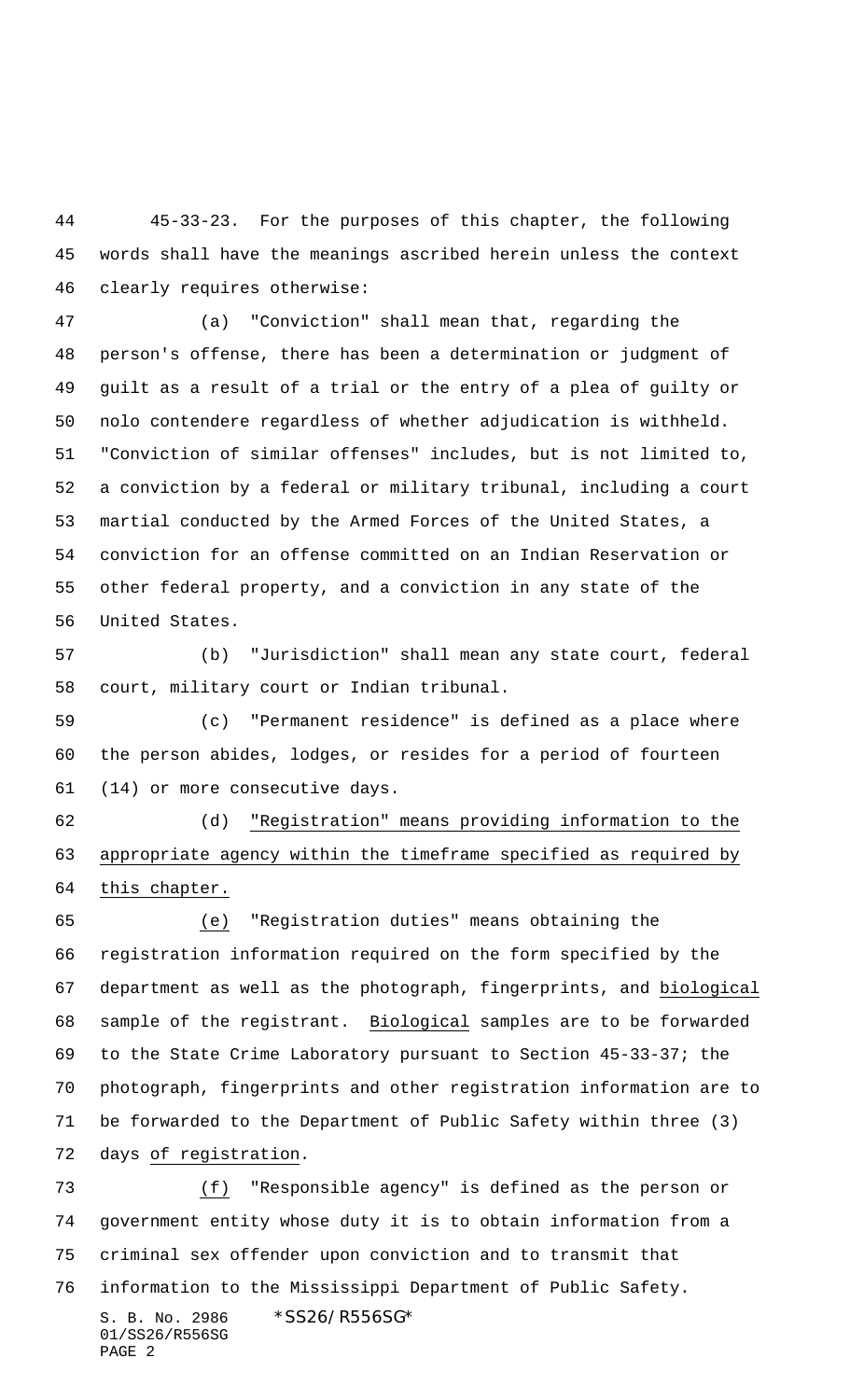45-33-23. For the purposes of this chapter, the following words shall have the meanings ascribed herein unless the context clearly requires otherwise:

(a) "Conviction" shall mean that, regarding the person's offense, there has been a determination or judgment of guilt as a result of a trial or the entry of a plea of guilty or nolo contendere regardless of whether adjudication is withheld. "Conviction of similar offenses" includes, but is not limited to, a conviction by a federal or military tribunal, including a court martial conducted by the Armed Forces of the United States, a conviction for an offense committed on an Indian Reservation or other federal property, and a conviction in any state of the United States.

(b) "Jurisdiction" shall mean any state court, federal court, military court or Indian tribunal.

(c) "Permanent residence" is defined as a place where the person abides, lodges, or resides for a period of fourteen (14) or more consecutive days.

(d) <u>"Registration" means providing information to the appropriate agency within the timeframe specified as required by this chapter.</u>

<u>(e)</u> "Registration duties" means obtaining the registration information required on the form specified by the department as well as the photograph, fingerprints, and <u>biological</u> sample of the registrant. <u>Biological</u> samples are to be forwarded to the State Crime Laboratory pursuant to Section 45-33-37; the photograph, fingerprints and other registration information are to be forwarded to the Department of Public Safety within three (3) days <u>of registration</u>.

<u>(f)</u> "Responsible agency" is defined as the person or government entity whose duty it is to obtain information from a criminal sex offender upon conviction and to transmit that information to the Mississippi Department of Public Safety.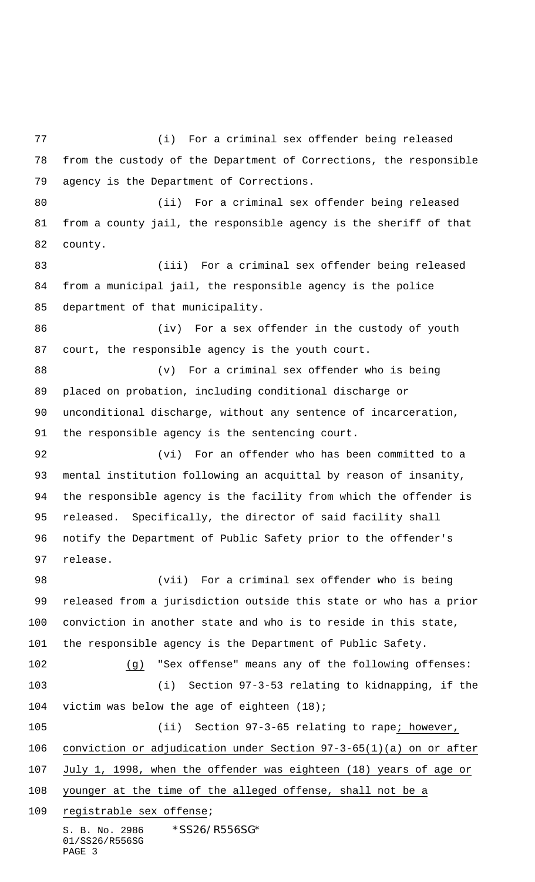(i) For a criminal sex offender being released from the custody of the Department of Corrections, the responsible agency is the Department of Corrections.

(ii) For a criminal sex offender being released from a county jail, the responsible agency is the sheriff of that county.

(iii) For a criminal sex offender being released from a municipal jail, the responsible agency is the police department of that municipality.

(iv) For a sex offender in the custody of youth court, the responsible agency is the youth court.

(v) For a criminal sex offender who is being placed on probation, including conditional discharge or unconditional discharge, without any sentence of incarceration, the responsible agency is the sentencing court.

(vi) For an offender who has been committed to a mental institution following an acquittal by reason of insanity, the responsible agency is the facility from which the offender is released. Specifically, the director of said facility shall notify the Department of Public Safety prior to the offender's release.

(vii) For a criminal sex offender who is being released from a jurisdiction outside this state or who has a prior conviction in another state and who is to reside in this state, the responsible agency is the Department of Public Safety.

(g) "Sex offense" means any of the following offenses:

(i) Section 97-3-53 relating to kidnapping, if the victim was below the age of eighteen (18);

(ii) Section 97-3-65 relating to rape; however, conviction or adjudication under Section 97-3-65(1)(a) on or after July 1, 1998, when the offender was eighteen (18) years of age or younger at the time of the alleged offense, shall not be a registrable sex offense;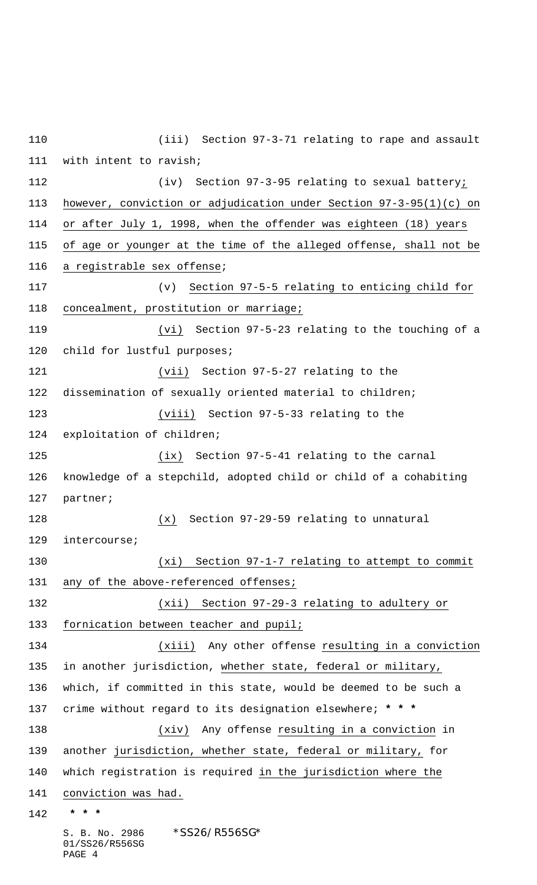(iii) Section 97-3-71 relating to rape and assault with intent to ravish;

(iv) Section 97-3-95 relating to sexual battery; however, conviction or adjudication under Section 97-3-95(1)(c) on or after July 1, 1998, when the offender was eighteen (18) years of age or younger at the time of the alleged offense, shall not be a registrable sex offense;

(v) Section 97-5-5 relating to enticing child for concealment, prostitution or marriage;

(vi) Section 97-5-23 relating to the touching of a child for lustful purposes;

(vii) Section 97-5-27 relating to the dissemination of sexually oriented material to children;

(viii) Section 97-5-33 relating to the exploitation of children;

(ix) Section 97-5-41 relating to the carnal knowledge of a stepchild, adopted child or child of a cohabiting partner;

(x) Section 97-29-59 relating to unnatural intercourse;

(xi) Section 97-1-7 relating to attempt to commit any of the above-referenced offenses;

(xii) Section 97-29-3 relating to adultery or fornication between teacher and pupil;

(xiii) Any other offense resulting in a conviction in another jurisdiction, whether state, federal or military, which, if committed in this state, would be deemed to be such a crime without regard to its designation elsewhere; * * *

(xiv) Any offense resulting in a conviction in another jurisdiction, whether state, federal or military, for which registration is required in the jurisdiction where the conviction was had.

* * *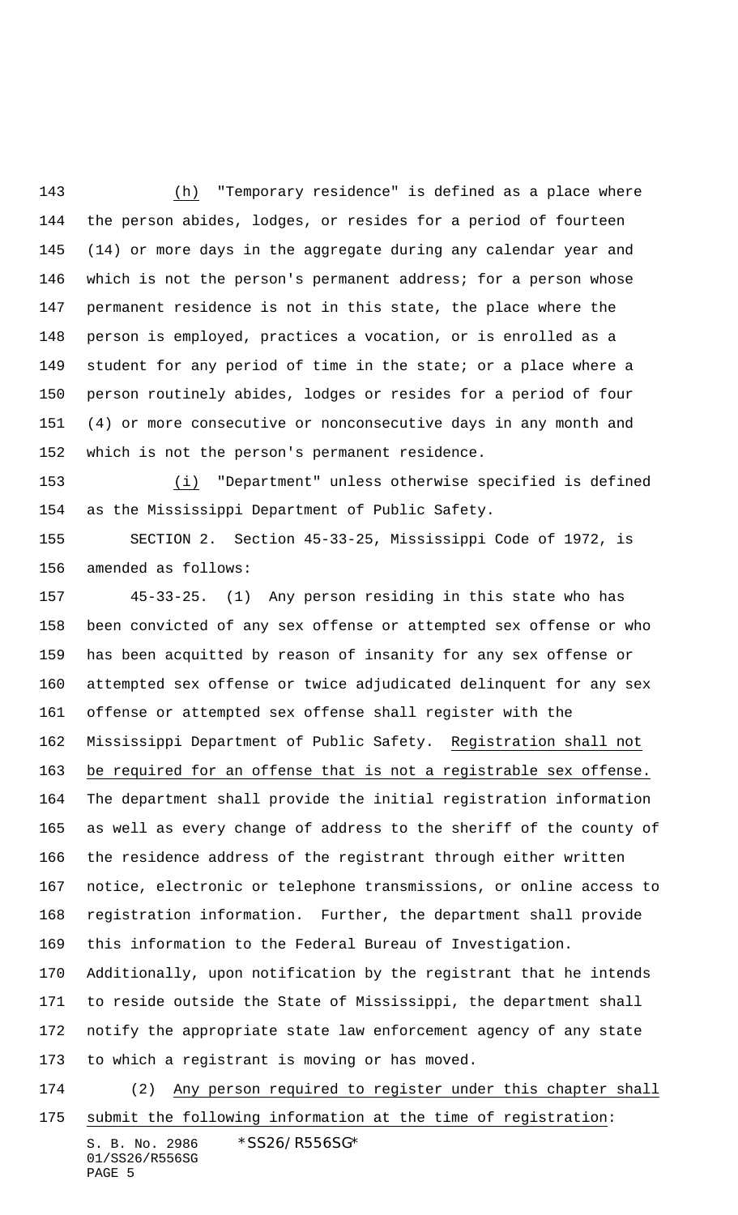(h) "Temporary residence" is defined as a place where the person abides, lodges, or resides for a period of fourteen (14) or more days in the aggregate during any calendar year and which is not the person's permanent address; for a person whose permanent residence is not in this state, the place where the person is employed, practices a vocation, or is enrolled as a student for any period of time in the state; or a place where a person routinely abides, lodges or resides for a period of four (4) or more consecutive or nonconsecutive days in any month and which is not the person's permanent residence.

(i) "Department" unless otherwise specified is defined as the Mississippi Department of Public Safety.

SECTION 2. Section 45-33-25, Mississippi Code of 1972, is amended as follows:

45-33-25. (1) Any person residing in this state who has been convicted of any sex offense or attempted sex offense or who has been acquitted by reason of insanity for any sex offense or attempted sex offense or twice adjudicated delinquent for any sex offense or attempted sex offense shall register with the Mississippi Department of Public Safety. Registration shall not be required for an offense that is not a registrable sex offense. The department shall provide the initial registration information as well as every change of address to the sheriff of the county of the residence address of the registrant through either written notice, electronic or telephone transmissions, or online access to registration information. Further, the department shall provide this information to the Federal Bureau of Investigation. Additionally, upon notification by the registrant that he intends to reside outside the State of Mississippi, the department shall notify the appropriate state law enforcement agency of any state to which a registrant is moving or has moved.

(2) Any person required to register under this chapter shall submit the following information at the time of registration: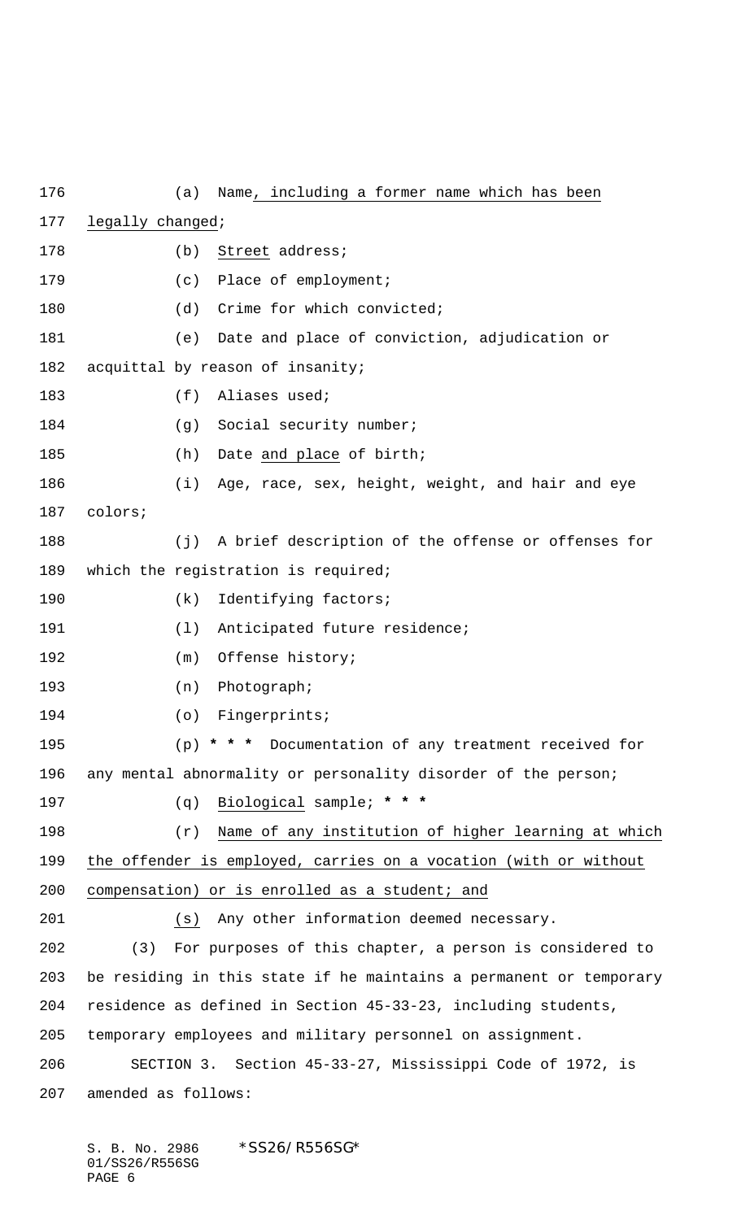(a) Name, including a former name which has been legally changed;

(b) Street address;

(c) Place of employment;

(d) Crime for which convicted;

(e) Date and place of conviction, adjudication or acquittal by reason of insanity;

(f) Aliases used;

(g) Social security number;

(h) Date and place of birth;

(i) Age, race, sex, height, weight, and hair and eye colors;

(j) A brief description of the offense or offenses for which the registration is required;

(k) Identifying factors;

(l) Anticipated future residence;

(m) Offense history;

(n) Photograph;

(o) Fingerprints;

(p) **\* \* \*** Documentation of any treatment received for any mental abnormality or personality disorder of the person;

(q) Biological sample; **\* \* \***

(r) Name of any institution of higher learning at which the offender is employed, carries on a vocation (with or without compensation) or is enrolled as a student; and

(s) Any other information deemed necessary.

(3) For purposes of this chapter, a person is considered to be residing in this state if he maintains a permanent or temporary residence as defined in Section 45-33-23, including students, temporary employees and military personnel on assignment.

SECTION 3. Section 45-33-27, Mississippi Code of 1972, is amended as follows: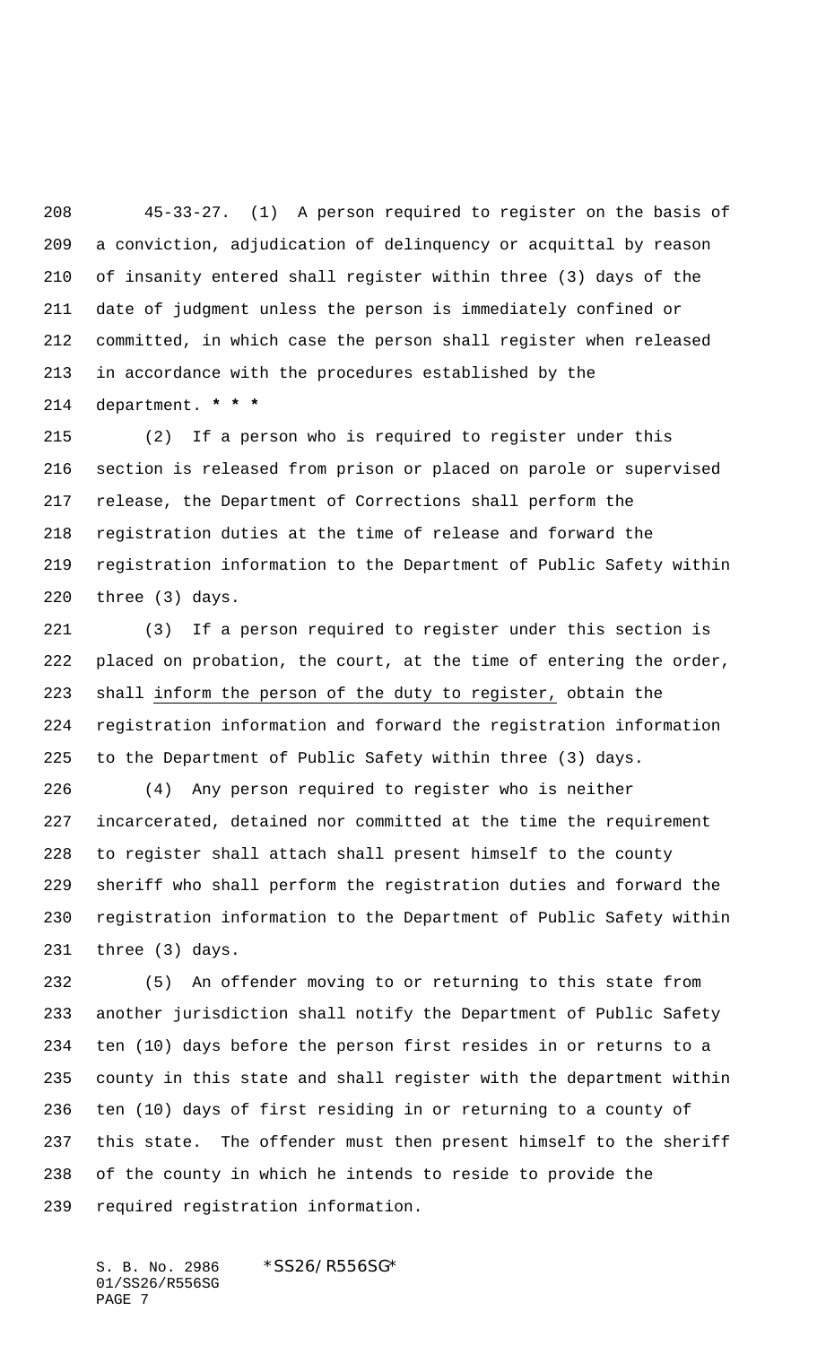45-33-27. (1) A person required to register on the basis of a conviction, adjudication of delinquency or acquittal by reason of insanity entered shall register within three (3) days of the date of judgment unless the person is immediately confined or committed, in which case the person shall register when released in accordance with the procedures established by the department. *** 

(2) If a person who is required to register under this section is released from prison or placed on parole or supervised release, the Department of Corrections shall perform the registration duties at the time of release and forward the registration information to the Department of Public Safety within three (3) days.

(3) If a person required to register under this section is placed on probation, the court, at the time of entering the order, shall <u>inform the person of the duty to register,</u> obtain the registration information and forward the registration information to the Department of Public Safety within three (3) days.

(4) Any person required to register who is neither incarcerated, detained nor committed at the time the requirement to register shall attach shall present himself to the county sheriff who shall perform the registration duties and forward the registration information to the Department of Public Safety within three (3) days.

(5) An offender moving to or returning to this state from another jurisdiction shall notify the Department of Public Safety ten (10) days before the person first resides in or returns to a county in this state and shall register with the department within ten (10) days of first residing in or returning to a county of this state. The offender must then present himself to the sheriff of the county in which he intends to reside to provide the required registration information.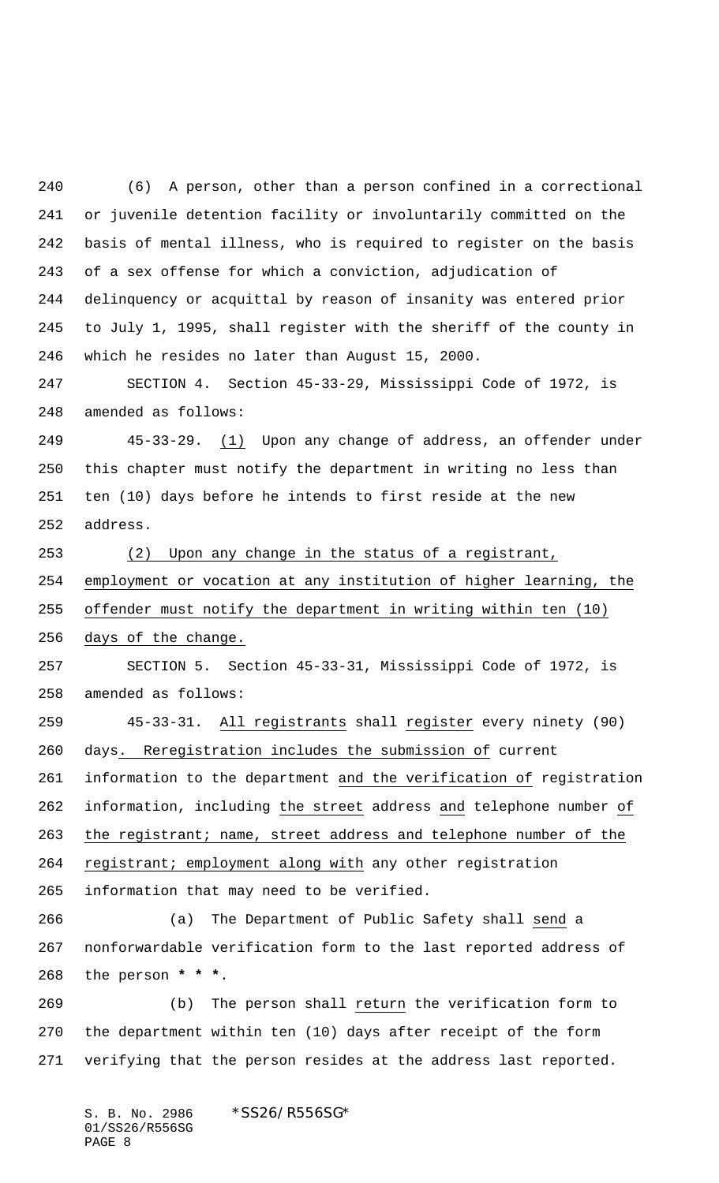(6) A person, other than a person confined in a correctional or juvenile detention facility or involuntarily committed on the basis of mental illness, who is required to register on the basis of a sex offense for which a conviction, adjudication of delinquency or acquittal by reason of insanity was entered prior to July 1, 1995, shall register with the sheriff of the county in which he resides no later than August 15, 2000.

SECTION 4. Section 45-33-29, Mississippi Code of 1972, is amended as follows:

45-33-29. (1) Upon any change of address, an offender under this chapter must notify the department in writing no less than ten (10) days before he intends to first reside at the new address.

(2) Upon any change in the status of a registrant, employment or vocation at any institution of higher learning, the offender must notify the department in writing within ten (10) days of the change.

SECTION 5. Section 45-33-31, Mississippi Code of 1972, is amended as follows:

45-33-31. All registrants shall register every ninety (90) days. Reregistration includes the submission of current information to the department and the verification of registration information, including the street address and telephone number of the registrant; name, street address and telephone number of the registrant; employment along with any other registration information that may need to be verified.

(a) The Department of Public Safety shall send a nonforwardable verification form to the last reported address of the person * * *.

(b) The person shall return the verification form to the department within ten (10) days after receipt of the form verifying that the person resides at the address last reported.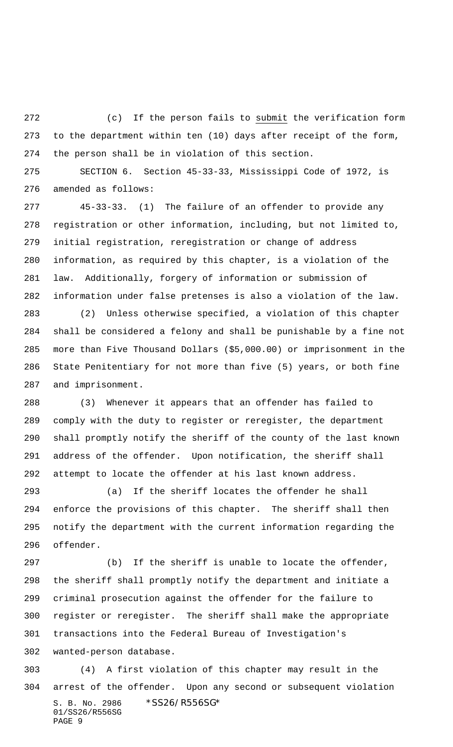(c) If the person fails to submit the verification form to the department within ten (10) days after receipt of the form, the person shall be in violation of this section.

SECTION 6. Section 45-33-33, Mississippi Code of 1972, is amended as follows:

45-33-33. (1) The failure of an offender to provide any registration or other information, including, but not limited to, initial registration, reregistration or change of address information, as required by this chapter, is a violation of the law. Additionally, forgery of information or submission of information under false pretenses is also a violation of the law.

(2) Unless otherwise specified, a violation of this chapter shall be considered a felony and shall be punishable by a fine not more than Five Thousand Dollars ($5,000.00) or imprisonment in the State Penitentiary for not more than five (5) years, or both fine and imprisonment.

(3) Whenever it appears that an offender has failed to comply with the duty to register or reregister, the department shall promptly notify the sheriff of the county of the last known address of the offender. Upon notification, the sheriff shall attempt to locate the offender at his last known address.

(a) If the sheriff locates the offender he shall enforce the provisions of this chapter. The sheriff shall then notify the department with the current information regarding the offender.

(b) If the sheriff is unable to locate the offender, the sheriff shall promptly notify the department and initiate a criminal prosecution against the offender for the failure to register or reregister. The sheriff shall make the appropriate transactions into the Federal Bureau of Investigation's wanted-person database.

(4) A first violation of this chapter may result in the arrest of the offender. Upon any second or subsequent violation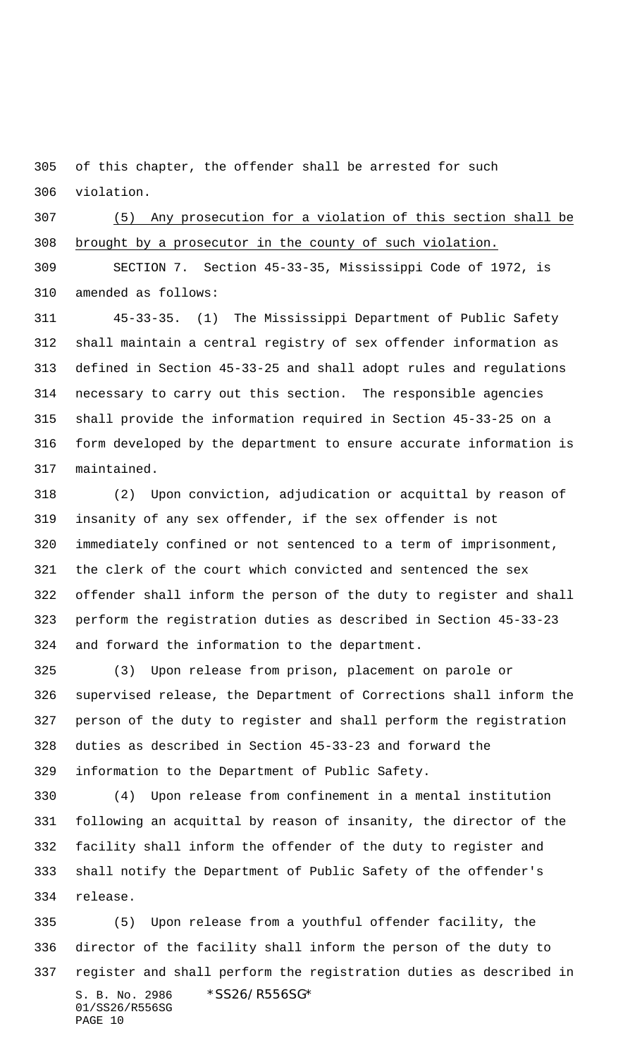of this chapter, the offender shall be arrested for such violation.

<u>(5) Any prosecution for a violation of this section shall be brought by a prosecutor in the county of such violation.</u>

SECTION 7. Section 45-33-35, Mississippi Code of 1972, is amended as follows:

45-33-35. (1) The Mississippi Department of Public Safety shall maintain a central registry of sex offender information as defined in Section 45-33-25 and shall adopt rules and regulations necessary to carry out this section. The responsible agencies shall provide the information required in Section 45-33-25 on a form developed by the department to ensure accurate information is maintained.

(2) Upon conviction, adjudication or acquittal by reason of insanity of any sex offender, if the sex offender is not immediately confined or not sentenced to a term of imprisonment, the clerk of the court which convicted and sentenced the sex offender shall inform the person of the duty to register and shall perform the registration duties as described in Section 45-33-23 and forward the information to the department.

(3) Upon release from prison, placement on parole or supervised release, the Department of Corrections shall inform the person of the duty to register and shall perform the registration duties as described in Section 45-33-23 and forward the information to the Department of Public Safety.

(4) Upon release from confinement in a mental institution following an acquittal by reason of insanity, the director of the facility shall inform the offender of the duty to register and shall notify the Department of Public Safety of the offender's release.

(5) Upon release from a youthful offender facility, the director of the facility shall inform the person of the duty to register and shall perform the registration duties as described in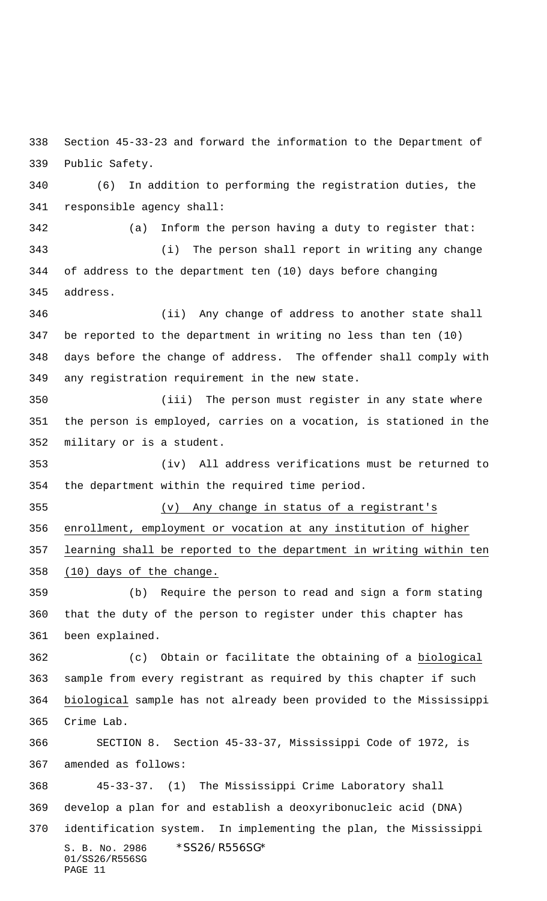Section 45-33-23 and forward the information to the Department of Public Safety.

(6) In addition to performing the registration duties, the responsible agency shall:

(a) Inform the person having a duty to register that:

(i) The person shall report in writing any change of address to the department ten (10) days before changing address.

(ii) Any change of address to another state shall be reported to the department in writing no less than ten (10) days before the change of address. The offender shall comply with any registration requirement in the new state.

(iii) The person must register in any state where the person is employed, carries on a vocation, is stationed in the military or is a student.

(iv) All address verifications must be returned to the department within the required time period.

(v) Any change in status of a registrant's enrollment, employment or vocation at any institution of higher learning shall be reported to the department in writing within ten (10) days of the change.

(b) Require the person to read and sign a form stating that the duty of the person to register under this chapter has been explained.

(c) Obtain or facilitate the obtaining of a biological sample from every registrant as required by this chapter if such biological sample has not already been provided to the Mississippi Crime Lab.

SECTION 8. Section 45-33-37, Mississippi Code of 1972, is amended as follows:

45-33-37. (1) The Mississippi Crime Laboratory shall develop a plan for and establish a deoxyribonucleic acid (DNA) identification system. In implementing the plan, the Mississippi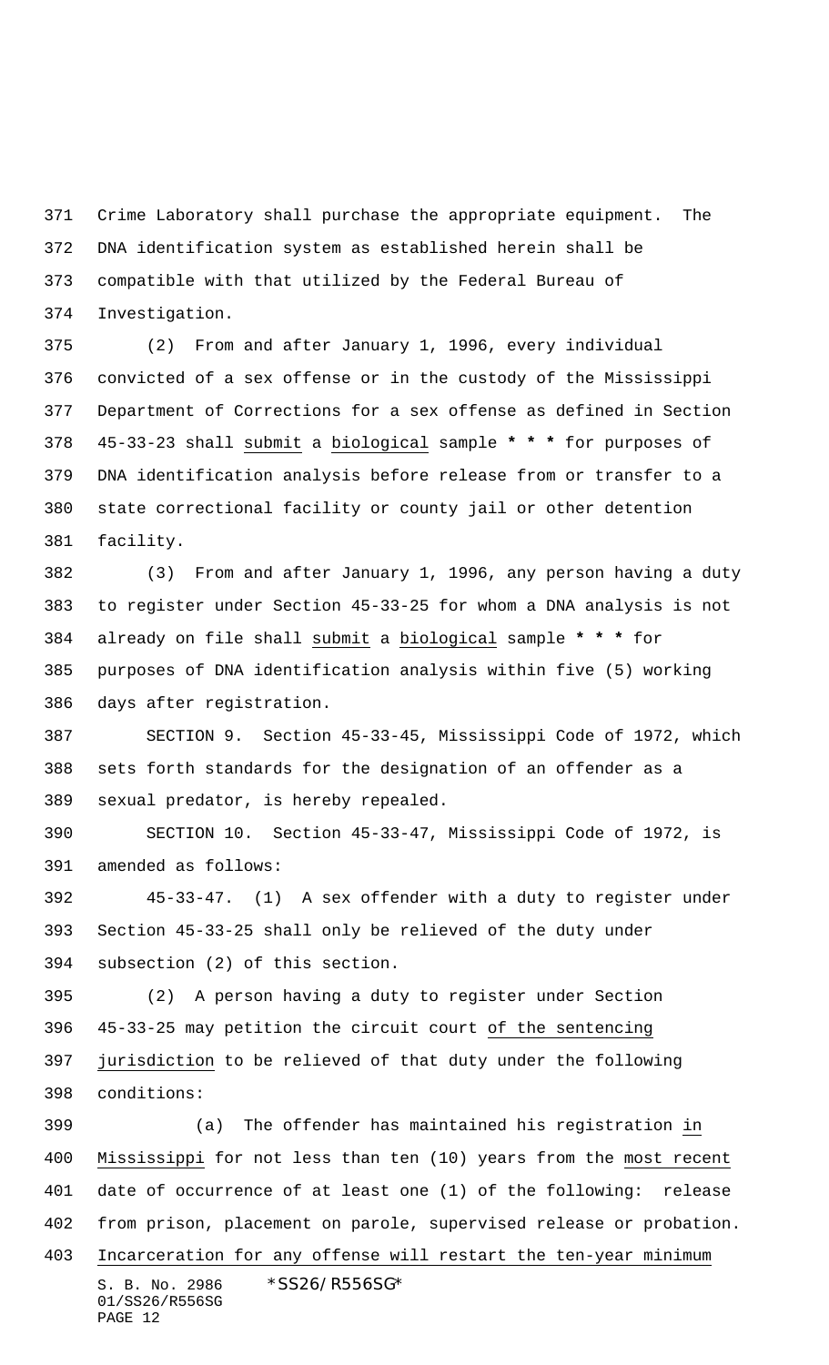Crime Laboratory shall purchase the appropriate equipment. The DNA identification system as established herein shall be compatible with that utilized by the Federal Bureau of Investigation.

(2) From and after January 1, 1996, every individual convicted of a sex offense or in the custody of the Mississippi Department of Corrections for a sex offense as defined in Section 45-33-23 shall submit a biological sample * * * for purposes of DNA identification analysis before release from or transfer to a state correctional facility or county jail or other detention facility.

(3) From and after January 1, 1996, any person having a duty to register under Section 45-33-25 for whom a DNA analysis is not already on file shall submit a biological sample * * * for purposes of DNA identification analysis within five (5) working days after registration.

SECTION 9. Section 45-33-45, Mississippi Code of 1972, which sets forth standards for the designation of an offender as a sexual predator, is hereby repealed.

SECTION 10. Section 45-33-47, Mississippi Code of 1972, is amended as follows:

45-33-47. (1) A sex offender with a duty to register under Section 45-33-25 shall only be relieved of the duty under subsection (2) of this section.

(2) A person having a duty to register under Section 45-33-25 may petition the circuit court of the sentencing jurisdiction to be relieved of that duty under the following conditions:

(a) The offender has maintained his registration in Mississippi for not less than ten (10) years from the most recent date of occurrence of at least one (1) of the following: release from prison, placement on parole, supervised release or probation. Incarceration for any offense will restart the ten-year minimum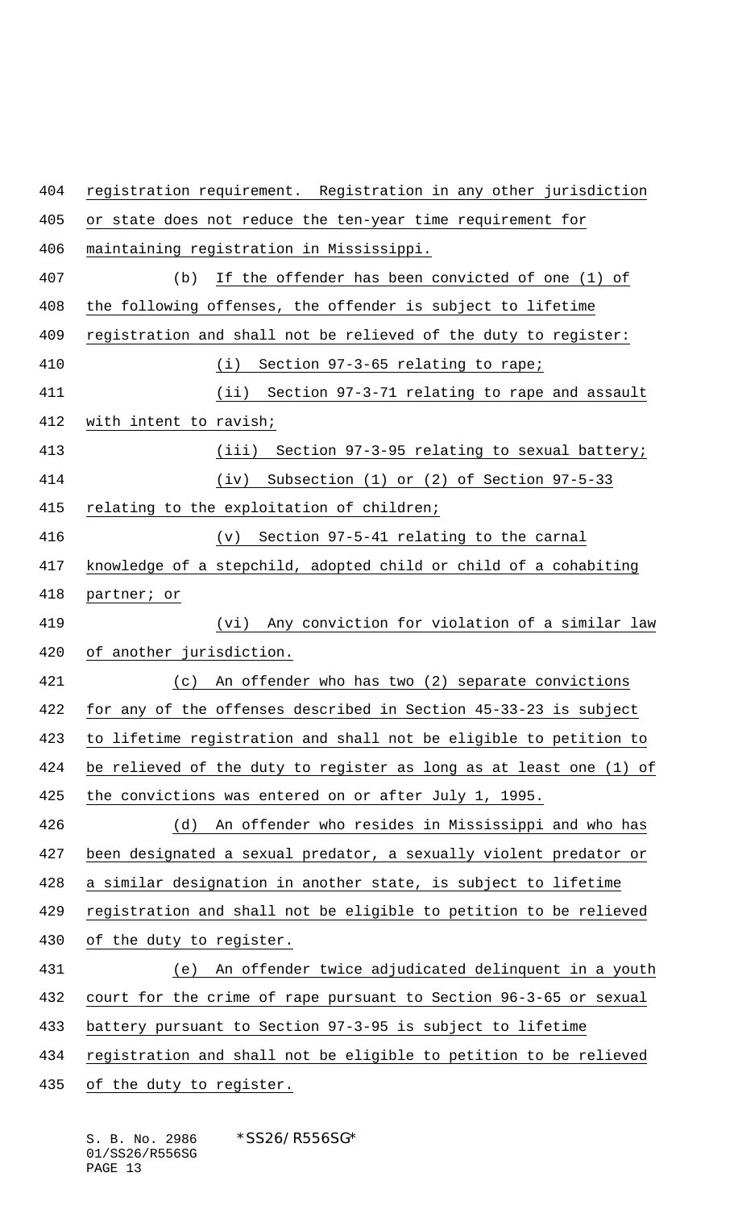registration requirement. Registration in any other jurisdiction or state does not reduce the ten-year time requirement for maintaining registration in Mississippi.

(b) If the offender has been convicted of one (1) of the following offenses, the offender is subject to lifetime registration and shall not be relieved of the duty to register:

(i) Section 97-3-65 relating to rape;

(ii) Section 97-3-71 relating to rape and assault with intent to ravish;

(iii) Section 97-3-95 relating to sexual battery;

(iv) Subsection (1) or (2) of Section 97-5-33 relating to the exploitation of children;

(v) Section 97-5-41 relating to the carnal knowledge of a stepchild, adopted child or child of a cohabiting partner; or

(vi) Any conviction for violation of a similar law of another jurisdiction.

(c) An offender who has two (2) separate convictions for any of the offenses described in Section 45-33-23 is subject to lifetime registration and shall not be eligible to petition to be relieved of the duty to register as long as at least one (1) of the convictions was entered on or after July 1, 1995.

(d) An offender who resides in Mississippi and who has been designated a sexual predator, a sexually violent predator or a similar designation in another state, is subject to lifetime registration and shall not be eligible to petition to be relieved of the duty to register.

(e) An offender twice adjudicated delinquent in a youth court for the crime of rape pursuant to Section 96-3-65 or sexual battery pursuant to Section 97-3-95 is subject to lifetime registration and shall not be eligible to petition to be relieved of the duty to register.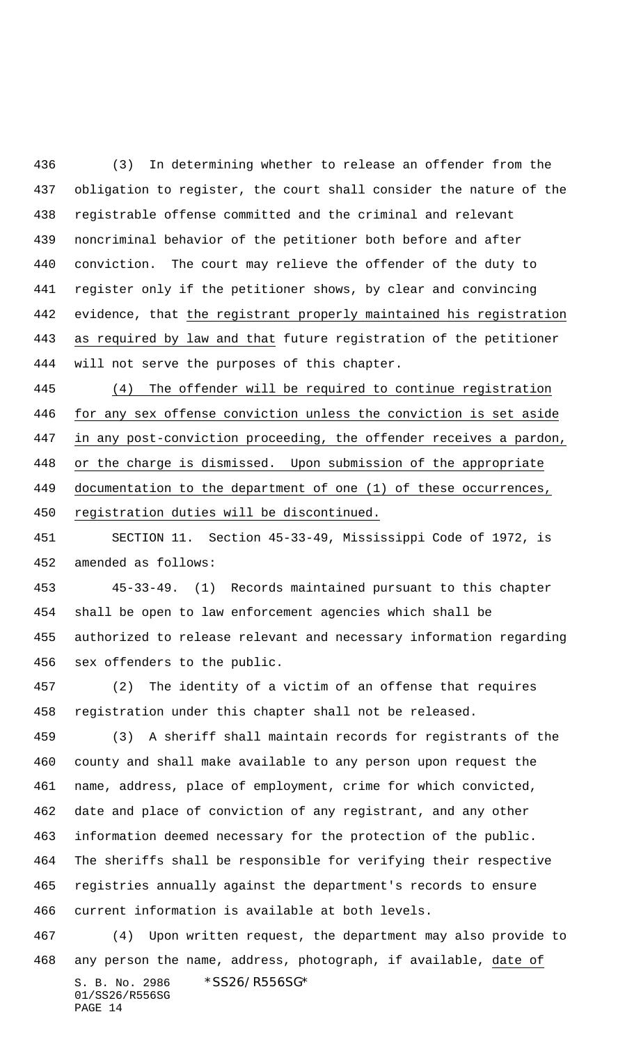(3) In determining whether to release an offender from the obligation to register, the court shall consider the nature of the registrable offense committed and the criminal and relevant noncriminal behavior of the petitioner both before and after conviction. The court may relieve the offender of the duty to register only if the petitioner shows, by clear and convincing evidence, that the registrant properly maintained his registration as required by law and that future registration of the petitioner will not serve the purposes of this chapter.

(4) The offender will be required to continue registration for any sex offense conviction unless the conviction is set aside in any post-conviction proceeding, the offender receives a pardon, or the charge is dismissed. Upon submission of the appropriate documentation to the department of one (1) of these occurrences, registration duties will be discontinued.

SECTION 11. Section 45-33-49, Mississippi Code of 1972, is amended as follows:

45-33-49. (1) Records maintained pursuant to this chapter shall be open to law enforcement agencies which shall be authorized to release relevant and necessary information regarding sex offenders to the public.

(2) The identity of a victim of an offense that requires registration under this chapter shall not be released.

(3) A sheriff shall maintain records for registrants of the county and shall make available to any person upon request the name, address, place of employment, crime for which convicted, date and place of conviction of any registrant, and any other information deemed necessary for the protection of the public. The sheriffs shall be responsible for verifying their respective registries annually against the department's records to ensure current information is available at both levels.

(4) Upon written request, the department may also provide to any person the name, address, photograph, if available, date of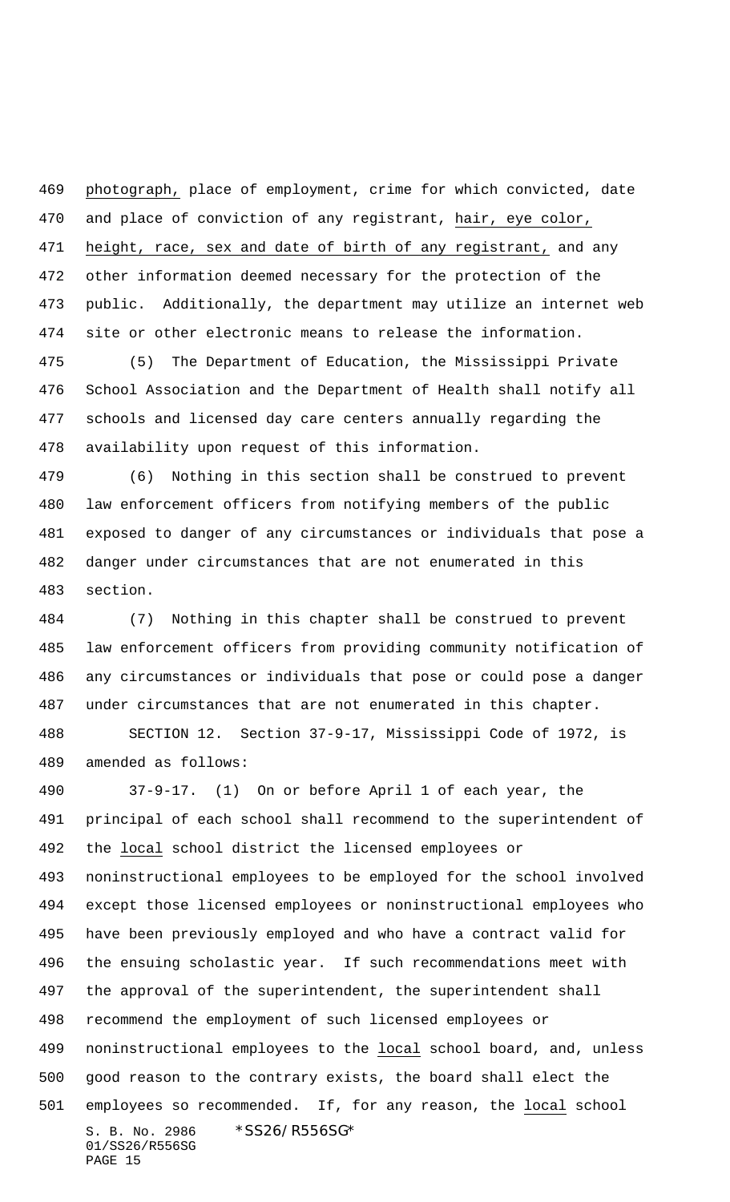photograph, place of employment, crime for which convicted, date and place of conviction of any registrant, hair, eye color, height, race, sex and date of birth of any registrant, and any other information deemed necessary for the protection of the public. Additionally, the department may utilize an internet web site or other electronic means to release the information.

(5) The Department of Education, the Mississippi Private School Association and the Department of Health shall notify all schools and licensed day care centers annually regarding the availability upon request of this information.

(6) Nothing in this section shall be construed to prevent law enforcement officers from notifying members of the public exposed to danger of any circumstances or individuals that pose a danger under circumstances that are not enumerated in this section.

(7) Nothing in this chapter shall be construed to prevent law enforcement officers from providing community notification of any circumstances or individuals that pose or could pose a danger under circumstances that are not enumerated in this chapter.

SECTION 12. Section 37-9-17, Mississippi Code of 1972, is amended as follows:

37-9-17. (1) On or before April 1 of each year, the principal of each school shall recommend to the superintendent of the local school district the licensed employees or noninstructional employees to be employed for the school involved except those licensed employees or noninstructional employees who have been previously employed and who have a contract valid for the ensuing scholastic year. If such recommendations meet with the approval of the superintendent, the superintendent shall recommend the employment of such licensed employees or noninstructional employees to the local school board, and, unless good reason to the contrary exists, the board shall elect the employees so recommended. If, for any reason, the local school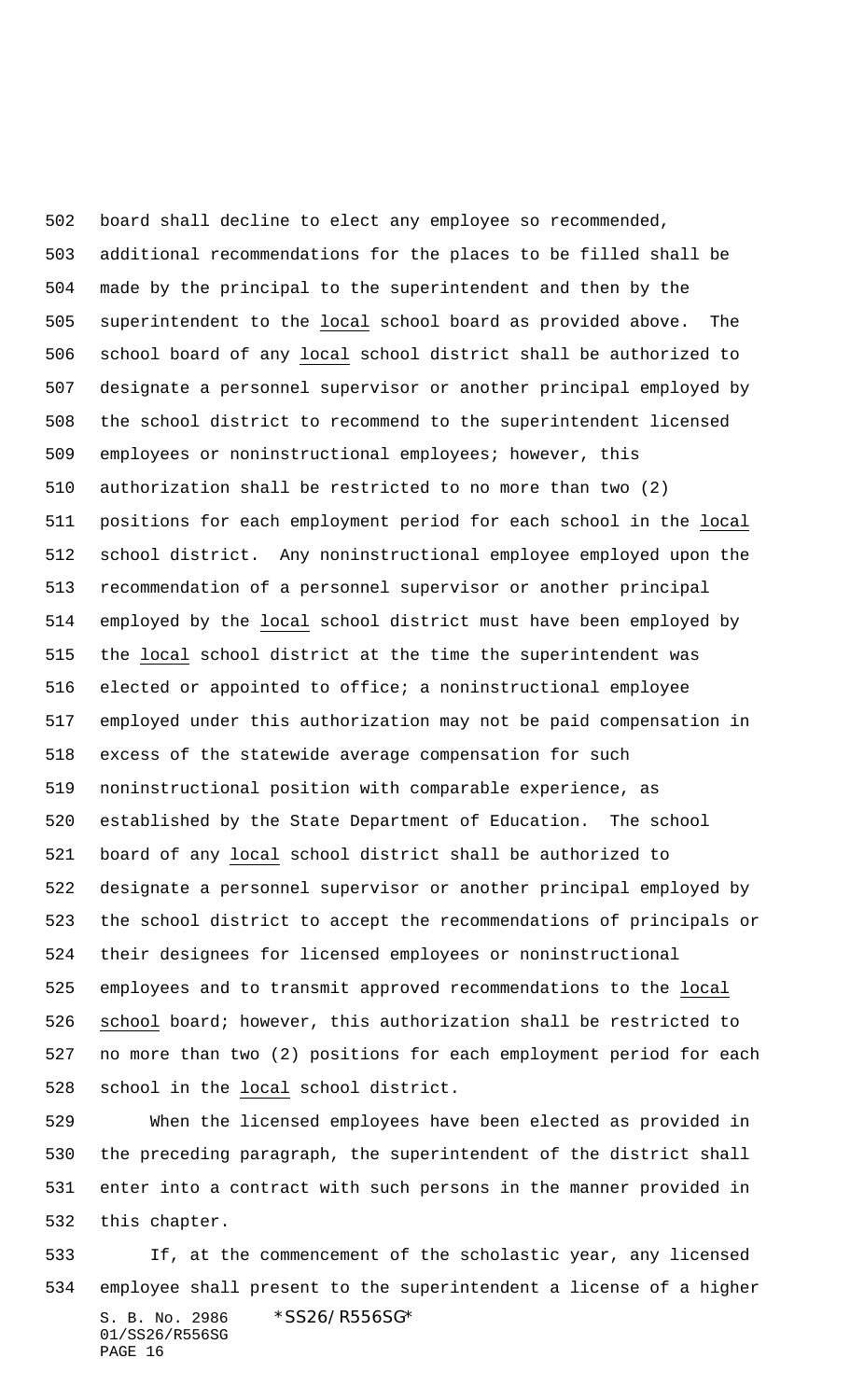board shall decline to elect any employee so recommended, additional recommendations for the places to be filled shall be made by the principal to the superintendent and then by the superintendent to the local school board as provided above. The school board of any local school district shall be authorized to designate a personnel supervisor or another principal employed by the school district to recommend to the superintendent licensed employees or noninstructional employees; however, this authorization shall be restricted to no more than two (2) positions for each employment period for each school in the local school district. Any noninstructional employee employed upon the recommendation of a personnel supervisor or another principal employed by the local school district must have been employed by the local school district at the time the superintendent was elected or appointed to office; a noninstructional employee employed under this authorization may not be paid compensation in excess of the statewide average compensation for such noninstructional position with comparable experience, as established by the State Department of Education. The school board of any local school district shall be authorized to designate a personnel supervisor or another principal employed by the school district to accept the recommendations of principals or their designees for licensed employees or noninstructional employees and to transmit approved recommendations to the local school board; however, this authorization shall be restricted to no more than two (2) positions for each employment period for each school in the local school district.

When the licensed employees have been elected as provided in the preceding paragraph, the superintendent of the district shall enter into a contract with such persons in the manner provided in this chapter.

If, at the commencement of the scholastic year, any licensed employee shall present to the superintendent a license of a higher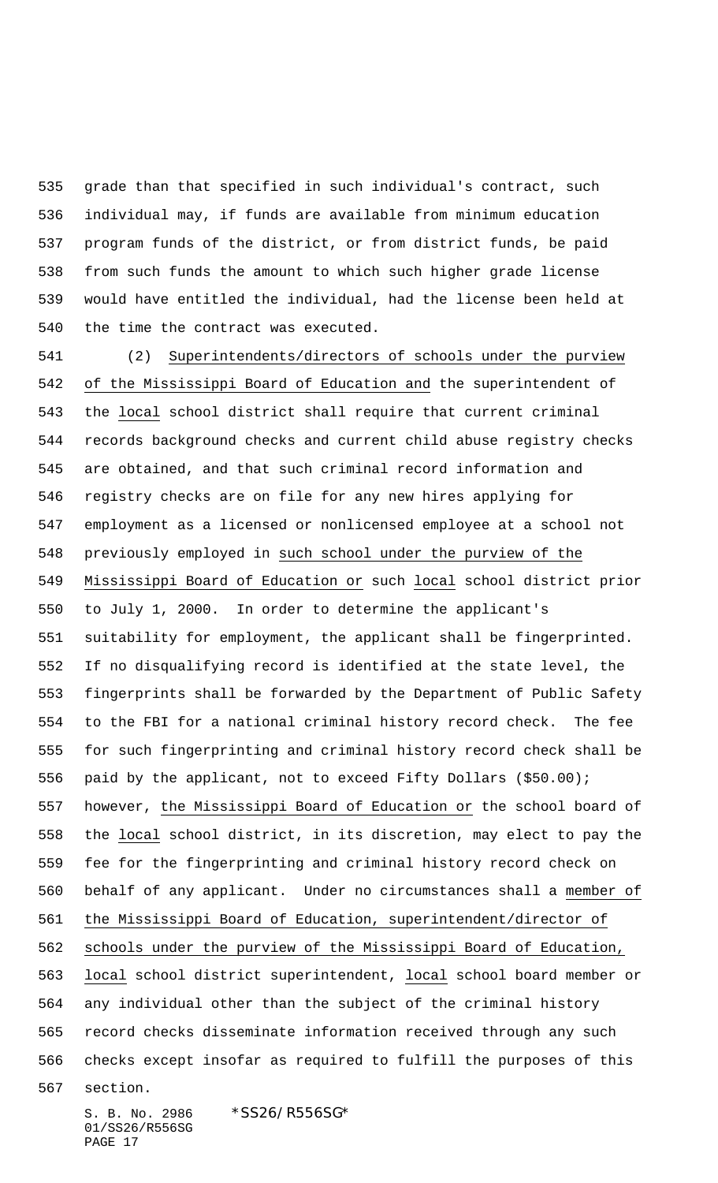grade than that specified in such individual's contract, such individual may, if funds are available from minimum education program funds of the district, or from district funds, be paid from such funds the amount to which such higher grade license would have entitled the individual, had the license been held at the time the contract was executed.

(2) Superintendents/directors of schools under the purview of the Mississippi Board of Education and the superintendent of the local school district shall require that current criminal records background checks and current child abuse registry checks are obtained, and that such criminal record information and registry checks are on file for any new hires applying for employment as a licensed or nonlicensed employee at a school not previously employed in such school under the purview of the Mississippi Board of Education or such local school district prior to July 1, 2000. In order to determine the applicant's suitability for employment, the applicant shall be fingerprinted. If no disqualifying record is identified at the state level, the fingerprints shall be forwarded by the Department of Public Safety to the FBI for a national criminal history record check. The fee for such fingerprinting and criminal history record check shall be paid by the applicant, not to exceed Fifty Dollars ($50.00); however, the Mississippi Board of Education or the school board of the local school district, in its discretion, may elect to pay the fee for the fingerprinting and criminal history record check on behalf of any applicant. Under no circumstances shall a member of the Mississippi Board of Education, superintendent/director of schools under the purview of the Mississippi Board of Education, local school district superintendent, local school board member or any individual other than the subject of the criminal history record checks disseminate information received through any such checks except insofar as required to fulfill the purposes of this section.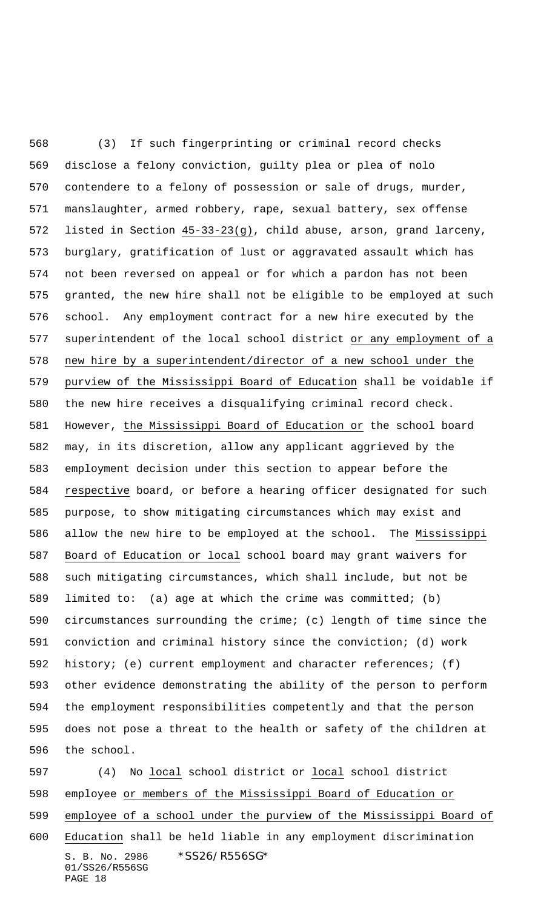(3) If such fingerprinting or criminal record checks disclose a felony conviction, guilty plea or plea of nolo contendere to a felony of possession or sale of drugs, murder, manslaughter, armed robbery, rape, sexual battery, sex offense listed in Section 45-33-23(g), child abuse, arson, grand larceny, burglary, gratification of lust or aggravated assault which has not been reversed on appeal or for which a pardon has not been granted, the new hire shall not be eligible to be employed at such school. Any employment contract for a new hire executed by the superintendent of the local school district or any employment of a new hire by a superintendent/director of a new school under the purview of the Mississippi Board of Education shall be voidable if the new hire receives a disqualifying criminal record check. However, the Mississippi Board of Education or the school board may, in its discretion, allow any applicant aggrieved by the employment decision under this section to appear before the respective board, or before a hearing officer designated for such purpose, to show mitigating circumstances which may exist and allow the new hire to be employed at the school. The Mississippi Board of Education or local school board may grant waivers for such mitigating circumstances, which shall include, but not be limited to: (a) age at which the crime was committed; (b) circumstances surrounding the crime; (c) length of time since the conviction and criminal history since the conviction; (d) work history; (e) current employment and character references; (f) other evidence demonstrating the ability of the person to perform the employment responsibilities competently and that the person does not pose a threat to the health or safety of the children at the school.

(4) No local school district or local school district employee or members of the Mississippi Board of Education or employee of a school under the purview of the Mississippi Board of Education shall be held liable in any employment discrimination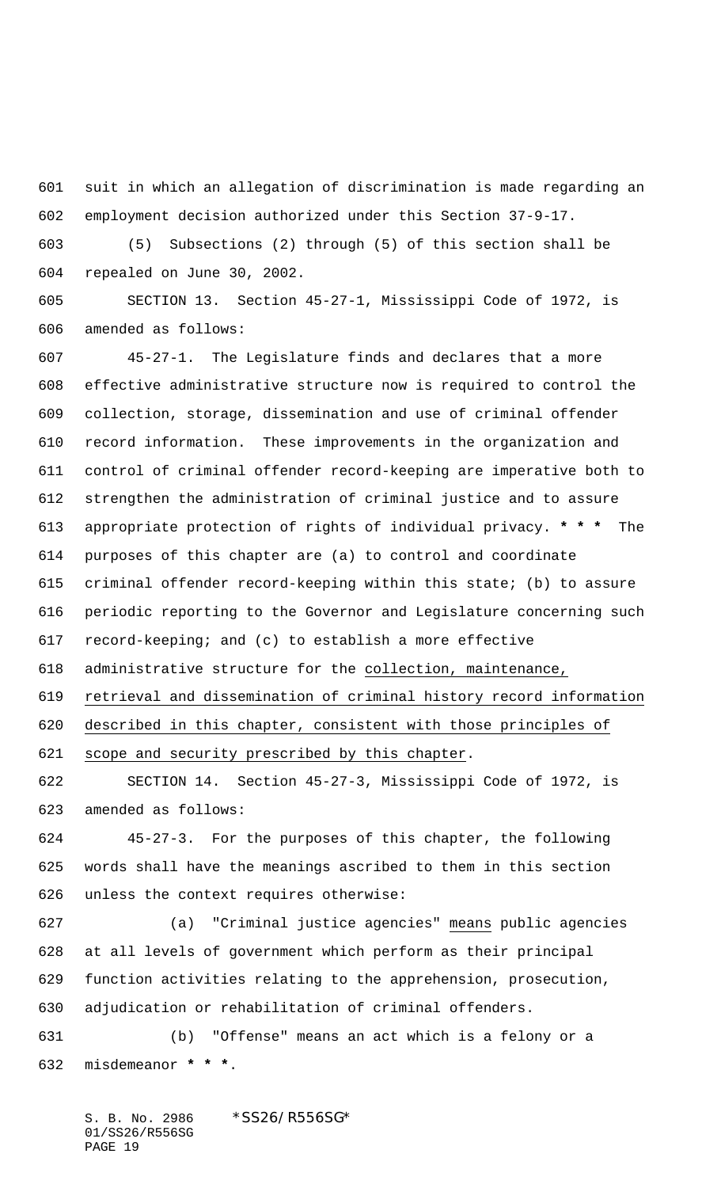suit in which an allegation of discrimination is made regarding an employment decision authorized under this Section 37-9-17.

(5) Subsections (2) through (5) of this section shall be repealed on June 30, 2002.

SECTION 13. Section 45-27-1, Mississippi Code of 1972, is amended as follows:

45-27-1. The Legislature finds and declares that a more effective administrative structure now is required to control the collection, storage, dissemination and use of criminal offender record information. These improvements in the organization and control of criminal offender record-keeping are imperative both to strengthen the administration of criminal justice and to assure appropriate protection of rights of individual privacy. *** The purposes of this chapter are (a) to control and coordinate criminal offender record-keeping within this state; (b) to assure periodic reporting to the Governor and Legislature concerning such record-keeping; and (c) to establish a more effective administrative structure for the collection, maintenance, retrieval and dissemination of criminal history record information described in this chapter, consistent with those principles of scope and security prescribed by this chapter.

SECTION 14. Section 45-27-3, Mississippi Code of 1972, is amended as follows:

45-27-3. For the purposes of this chapter, the following words shall have the meanings ascribed to them in this section unless the context requires otherwise:

(a) "Criminal justice agencies" means public agencies at all levels of government which perform as their principal function activities relating to the apprehension, prosecution, adjudication or rehabilitation of criminal offenders.

(b) "Offense" means an act which is a felony or a misdemeanor ***.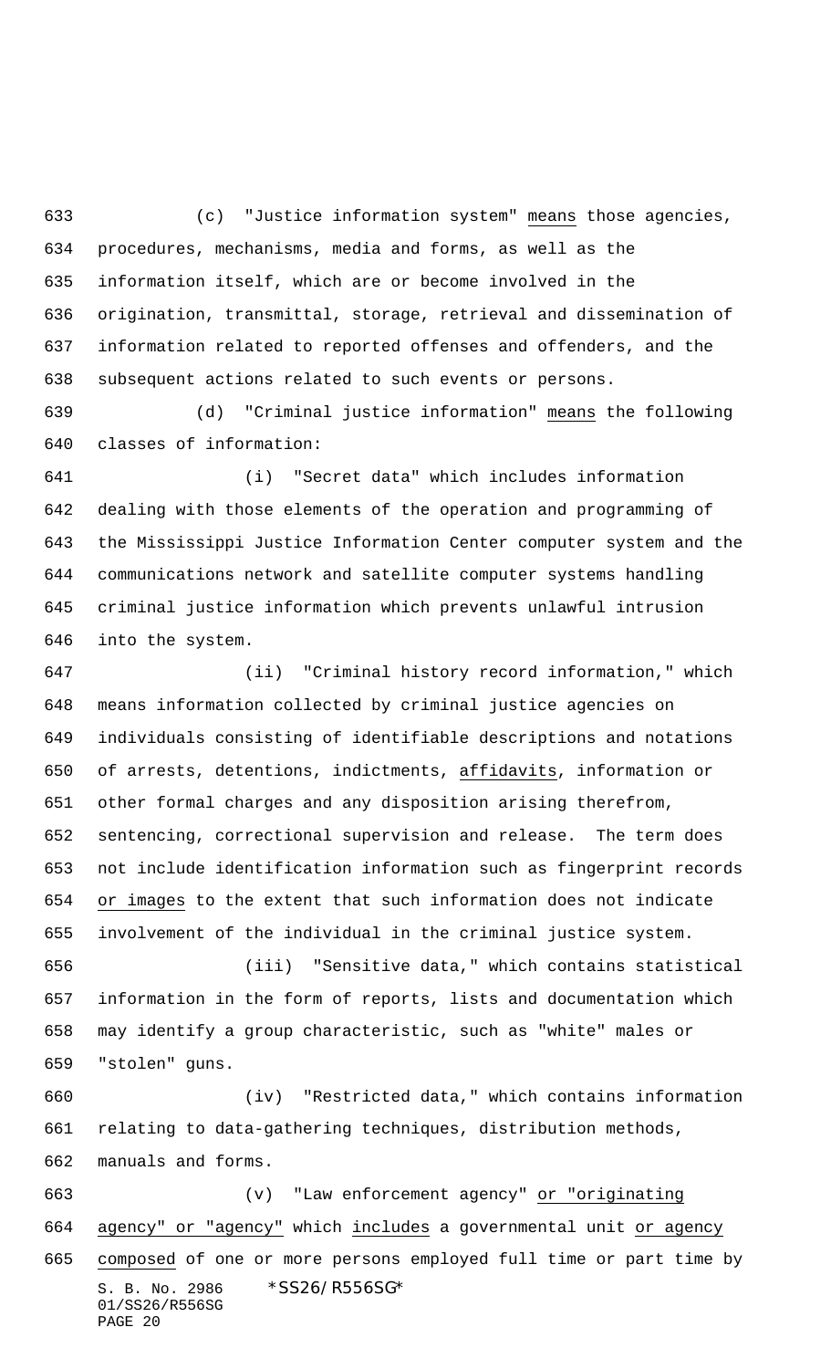(c) "Justice information system" means those agencies, procedures, mechanisms, media and forms, as well as the information itself, which are or become involved in the origination, transmittal, storage, retrieval and dissemination of information related to reported offenses and offenders, and the subsequent actions related to such events or persons.

(d) "Criminal justice information" means the following classes of information:

(i) "Secret data" which includes information dealing with those elements of the operation and programming of the Mississippi Justice Information Center computer system and the communications network and satellite computer systems handling criminal justice information which prevents unlawful intrusion into the system.

(ii) "Criminal history record information," which means information collected by criminal justice agencies on individuals consisting of identifiable descriptions and notations of arrests, detentions, indictments, affidavits, information or other formal charges and any disposition arising therefrom, sentencing, correctional supervision and release. The term does not include identification information such as fingerprint records or images to the extent that such information does not indicate involvement of the individual in the criminal justice system.

(iii) "Sensitive data," which contains statistical information in the form of reports, lists and documentation which may identify a group characteristic, such as "white" males or "stolen" guns.

(iv) "Restricted data," which contains information relating to data-gathering techniques, distribution methods, manuals and forms.

(v) "Law enforcement agency" or "originating agency" or "agency" which includes a governmental unit or agency composed of one or more persons employed full time or part time by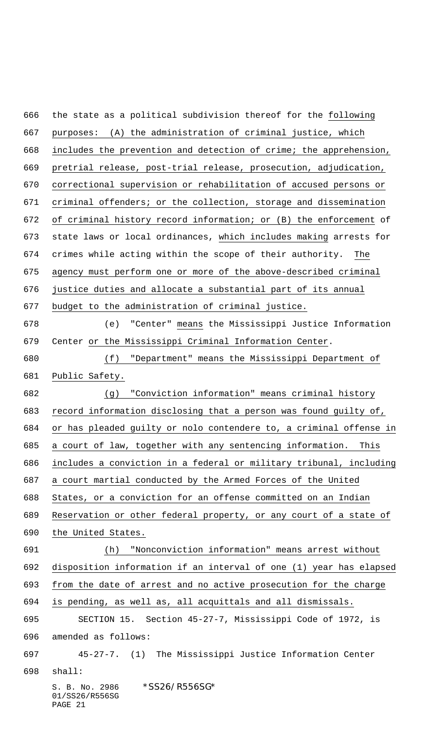the state as a political subdivision thereof for the following purposes: (A) the administration of criminal justice, which includes the prevention and detection of crime; the apprehension, pretrial release, post-trial release, prosecution, adjudication, correctional supervision or rehabilitation of accused persons or criminal offenders; or the collection, storage and dissemination of criminal history record information; or (B) the enforcement of state laws or local ordinances, which includes making arrests for crimes while acting within the scope of their authority. The agency must perform one or more of the above-described criminal justice duties and allocate a substantial part of its annual budget to the administration of criminal justice.

(e) "Center" means the Mississippi Justice Information Center or the Mississippi Criminal Information Center.

(f) "Department" means the Mississippi Department of Public Safety.

(g) "Conviction information" means criminal history record information disclosing that a person was found guilty of, or has pleaded guilty or nolo contendere to, a criminal offense in a court of law, together with any sentencing information. This includes a conviction in a federal or military tribunal, including a court martial conducted by the Armed Forces of the United States, or a conviction for an offense committed on an Indian Reservation or other federal property, or any court of a state of the United States.

(h) "Nonconviction information" means arrest without disposition information if an interval of one (1) year has elapsed from the date of arrest and no active prosecution for the charge is pending, as well as, all acquittals and all dismissals.

SECTION 15. Section 45-27-7, Mississippi Code of 1972, is amended as follows:

45-27-7. (1) The Mississippi Justice Information Center shall: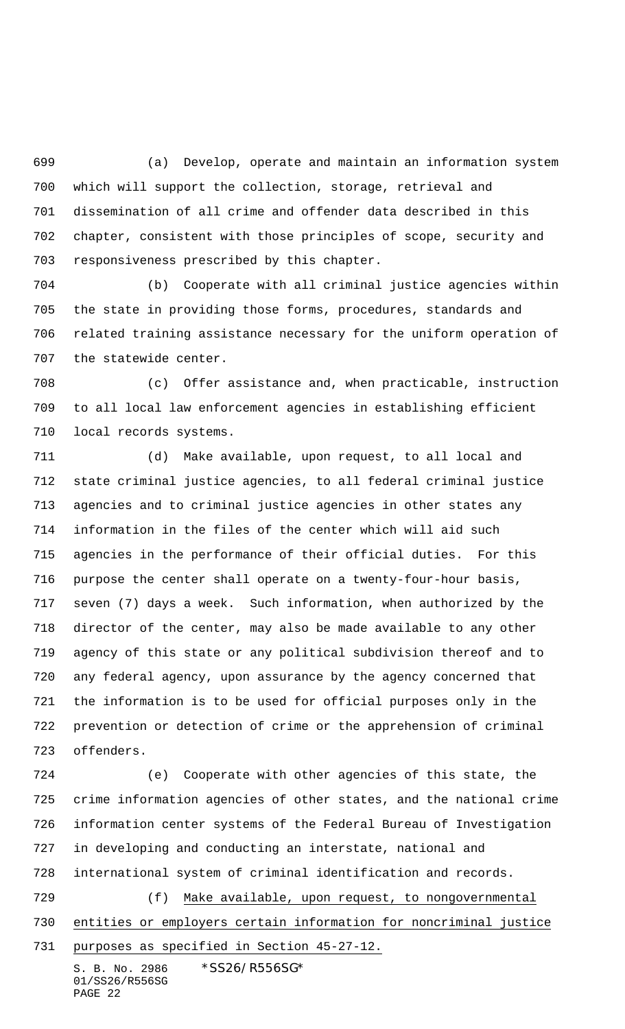(a) Develop, operate and maintain an information system which will support the collection, storage, retrieval and dissemination of all crime and offender data described in this chapter, consistent with those principles of scope, security and responsiveness prescribed by this chapter.

(b) Cooperate with all criminal justice agencies within the state in providing those forms, procedures, standards and related training assistance necessary for the uniform operation of the statewide center.

(c) Offer assistance and, when practicable, instruction to all local law enforcement agencies in establishing efficient local records systems.

(d) Make available, upon request, to all local and state criminal justice agencies, to all federal criminal justice agencies and to criminal justice agencies in other states any information in the files of the center which will aid such agencies in the performance of their official duties. For this purpose the center shall operate on a twenty-four-hour basis, seven (7) days a week. Such information, when authorized by the director of the center, may also be made available to any other agency of this state or any political subdivision thereof and to any federal agency, upon assurance by the agency concerned that the information is to be used for official purposes only in the prevention or detection of crime or the apprehension of criminal offenders.

(e) Cooperate with other agencies of this state, the crime information agencies of other states, and the national crime information center systems of the Federal Bureau of Investigation in developing and conducting an interstate, national and international system of criminal identification and records.

(f) Make available, upon request, to nongovernmental entities or employers certain information for noncriminal justice purposes as specified in Section 45-27-12.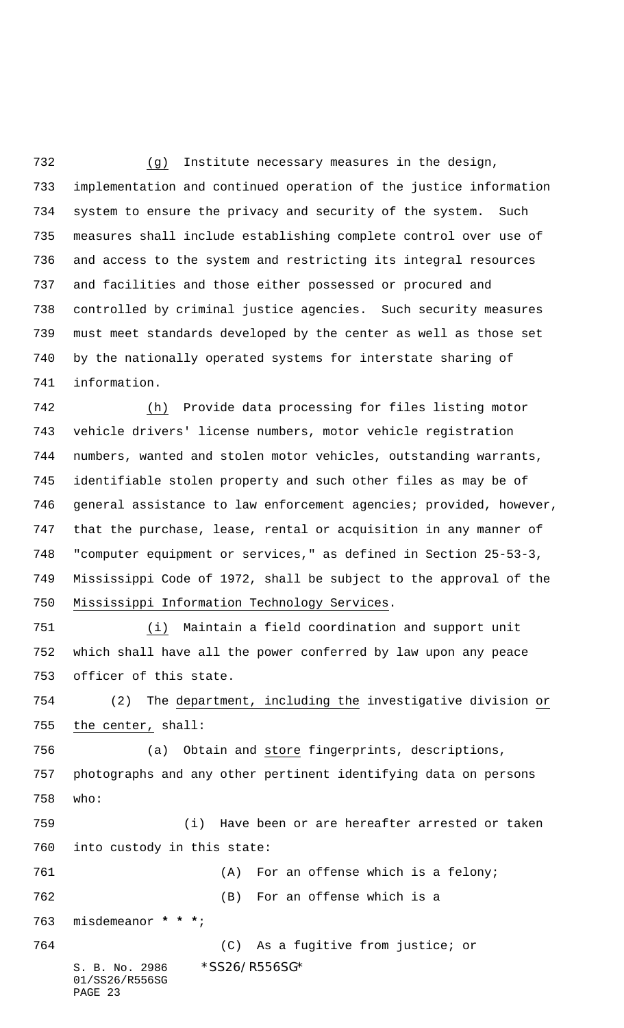(g) Institute necessary measures in the design, implementation and continued operation of the justice information system to ensure the privacy and security of the system. Such measures shall include establishing complete control over use of and access to the system and restricting its integral resources and facilities and those either possessed or procured and controlled by criminal justice agencies. Such security measures must meet standards developed by the center as well as those set by the nationally operated systems for interstate sharing of information.

(h) Provide data processing for files listing motor vehicle drivers' license numbers, motor vehicle registration numbers, wanted and stolen motor vehicles, outstanding warrants, identifiable stolen property and such other files as may be of general assistance to law enforcement agencies; provided, however, that the purchase, lease, rental or acquisition in any manner of "computer equipment or services," as defined in Section 25-53-3, Mississippi Code of 1972, shall be subject to the approval of the Mississippi Information Technology Services.

(i) Maintain a field coordination and support unit which shall have all the power conferred by law upon any peace officer of this state.

(2) The department, including the investigative division or the center, shall:

(a) Obtain and store fingerprints, descriptions, photographs and any other pertinent identifying data on persons who:

(i) Have been or are hereafter arrested or taken into custody in this state:

(A) For an offense which is a felony;

(B) For an offense which is a misdemeanor * * *;

(C) As a fugitive from justice; or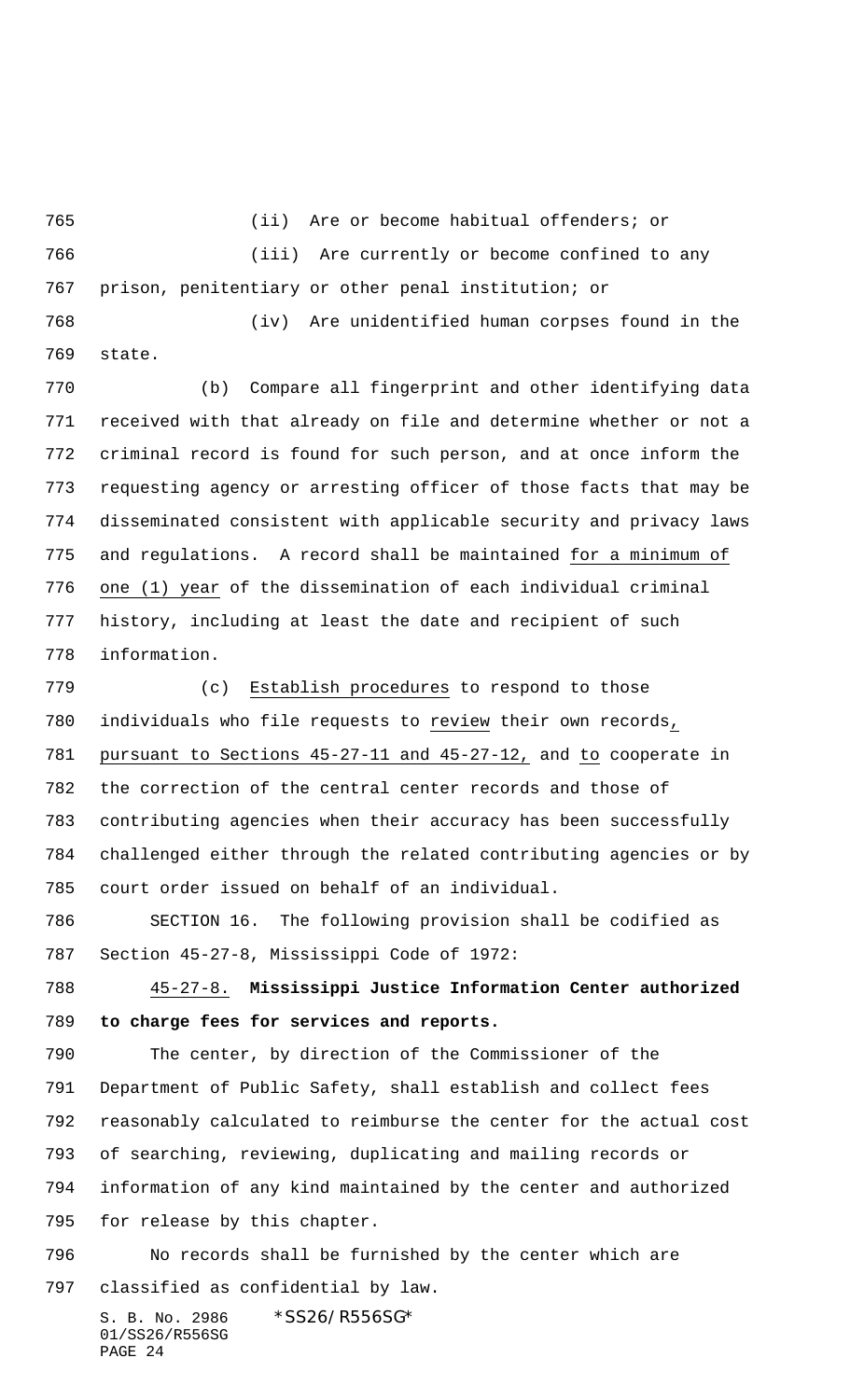(ii) Are or become habitual offenders; or

(iii) Are currently or become confined to any prison, penitentiary or other penal institution; or

(iv) Are unidentified human corpses found in the state.

(b) Compare all fingerprint and other identifying data received with that already on file and determine whether or not a criminal record is found for such person, and at once inform the requesting agency or arresting officer of those facts that may be disseminated consistent with applicable security and privacy laws and regulations. A record shall be maintained for a minimum of one (1) year of the dissemination of each individual criminal history, including at least the date and recipient of such information.

(c) Establish procedures to respond to those individuals who file requests to review their own records, pursuant to Sections 45-27-11 and 45-27-12, and to cooperate in the correction of the central center records and those of contributing agencies when their accuracy has been successfully challenged either through the related contributing agencies or by court order issued on behalf of an individual.

SECTION 16. The following provision shall be codified as Section 45-27-8, Mississippi Code of 1972:

45-27-8. **Mississippi Justice Information Center authorized to charge fees for services and reports.**

The center, by direction of the Commissioner of the Department of Public Safety, shall establish and collect fees reasonably calculated to reimburse the center for the actual cost of searching, reviewing, duplicating and mailing records or information of any kind maintained by the center and authorized for release by this chapter.

No records shall be furnished by the center which are classified as confidential by law.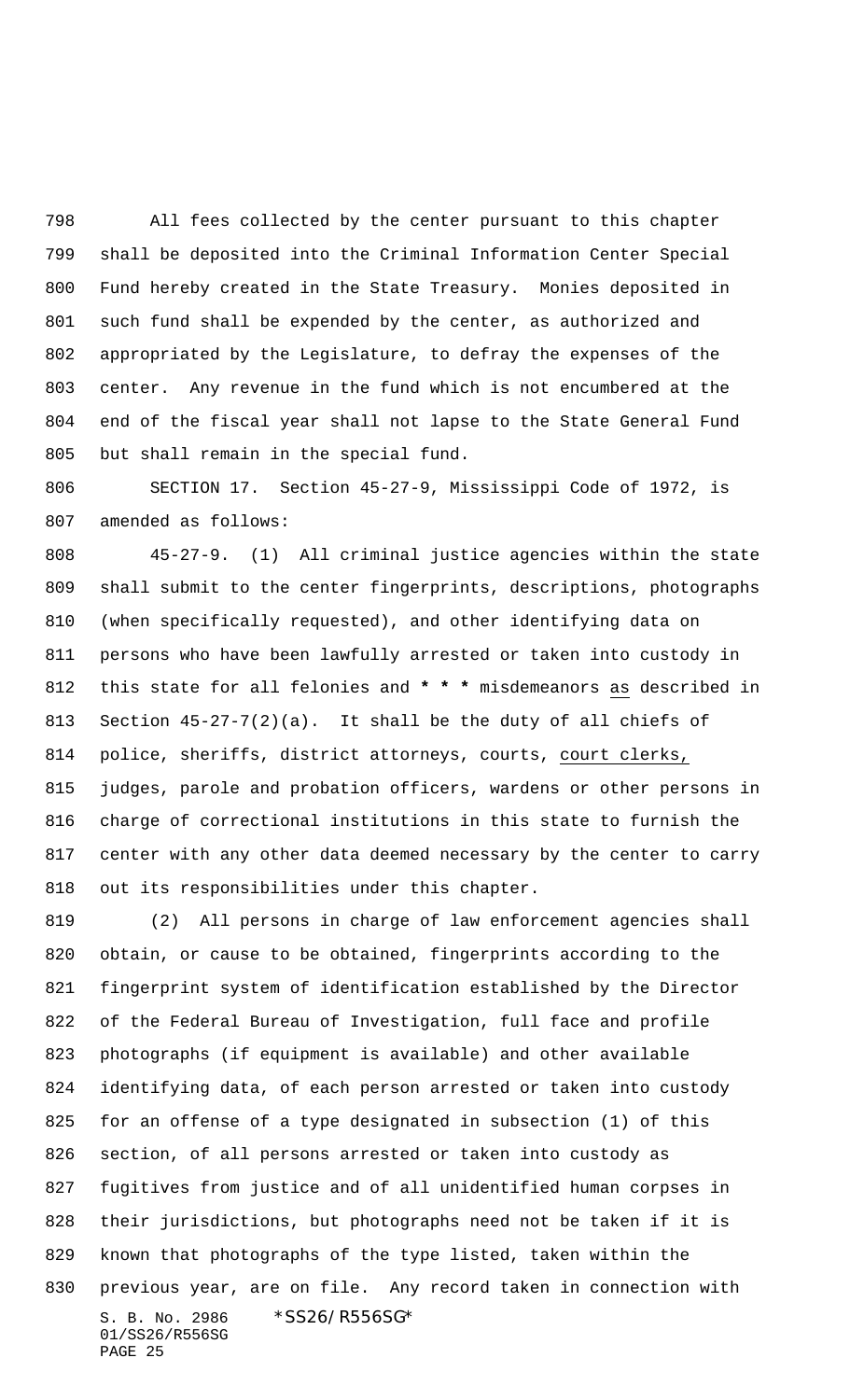All fees collected by the center pursuant to this chapter shall be deposited into the Criminal Information Center Special Fund hereby created in the State Treasury. Monies deposited in such fund shall be expended by the center, as authorized and appropriated by the Legislature, to defray the expenses of the center. Any revenue in the fund which is not encumbered at the end of the fiscal year shall not lapse to the State General Fund but shall remain in the special fund.

SECTION 17. Section 45-27-9, Mississippi Code of 1972, is amended as follows:

45-27-9. (1) All criminal justice agencies within the state shall submit to the center fingerprints, descriptions, photographs (when specifically requested), and other identifying data on persons who have been lawfully arrested or taken into custody in this state for all felonies and * * * misdemeanors as described in Section 45-27-7(2)(a). It shall be the duty of all chiefs of police, sheriffs, district attorneys, courts, court clerks, judges, parole and probation officers, wardens or other persons in charge of correctional institutions in this state to furnish the center with any other data deemed necessary by the center to carry out its responsibilities under this chapter.

(2) All persons in charge of law enforcement agencies shall obtain, or cause to be obtained, fingerprints according to the fingerprint system of identification established by the Director of the Federal Bureau of Investigation, full face and profile photographs (if equipment is available) and other available identifying data, of each person arrested or taken into custody for an offense of a type designated in subsection (1) of this section, of all persons arrested or taken into custody as fugitives from justice and of all unidentified human corpses in their jurisdictions, but photographs need not be taken if it is known that photographs of the type listed, taken within the previous year, are on file. Any record taken in connection with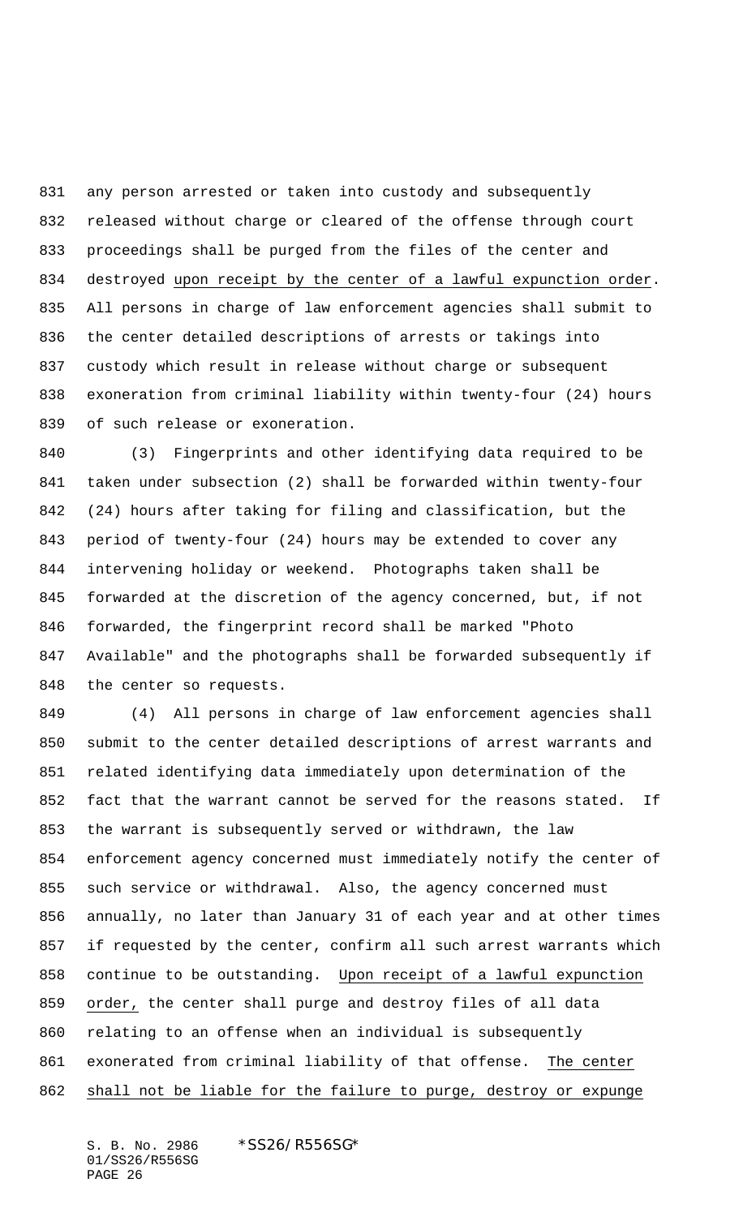any person arrested or taken into custody and subsequently released without charge or cleared of the offense through court proceedings shall be purged from the files of the center and destroyed upon receipt by the center of a lawful expunction order. All persons in charge of law enforcement agencies shall submit to the center detailed descriptions of arrests or takings into custody which result in release without charge or subsequent exoneration from criminal liability within twenty-four (24) hours of such release or exoneration.

(3) Fingerprints and other identifying data required to be taken under subsection (2) shall be forwarded within twenty-four (24) hours after taking for filing and classification, but the period of twenty-four (24) hours may be extended to cover any intervening holiday or weekend. Photographs taken shall be forwarded at the discretion of the agency concerned, but, if not forwarded, the fingerprint record shall be marked "Photo Available" and the photographs shall be forwarded subsequently if the center so requests.

(4) All persons in charge of law enforcement agencies shall submit to the center detailed descriptions of arrest warrants and related identifying data immediately upon determination of the fact that the warrant cannot be served for the reasons stated. If the warrant is subsequently served or withdrawn, the law enforcement agency concerned must immediately notify the center of such service or withdrawal. Also, the agency concerned must annually, no later than January 31 of each year and at other times if requested by the center, confirm all such arrest warrants which continue to be outstanding. Upon receipt of a lawful expunction order, the center shall purge and destroy files of all data relating to an offense when an individual is subsequently exonerated from criminal liability of that offense. The center shall not be liable for the failure to purge, destroy or expunge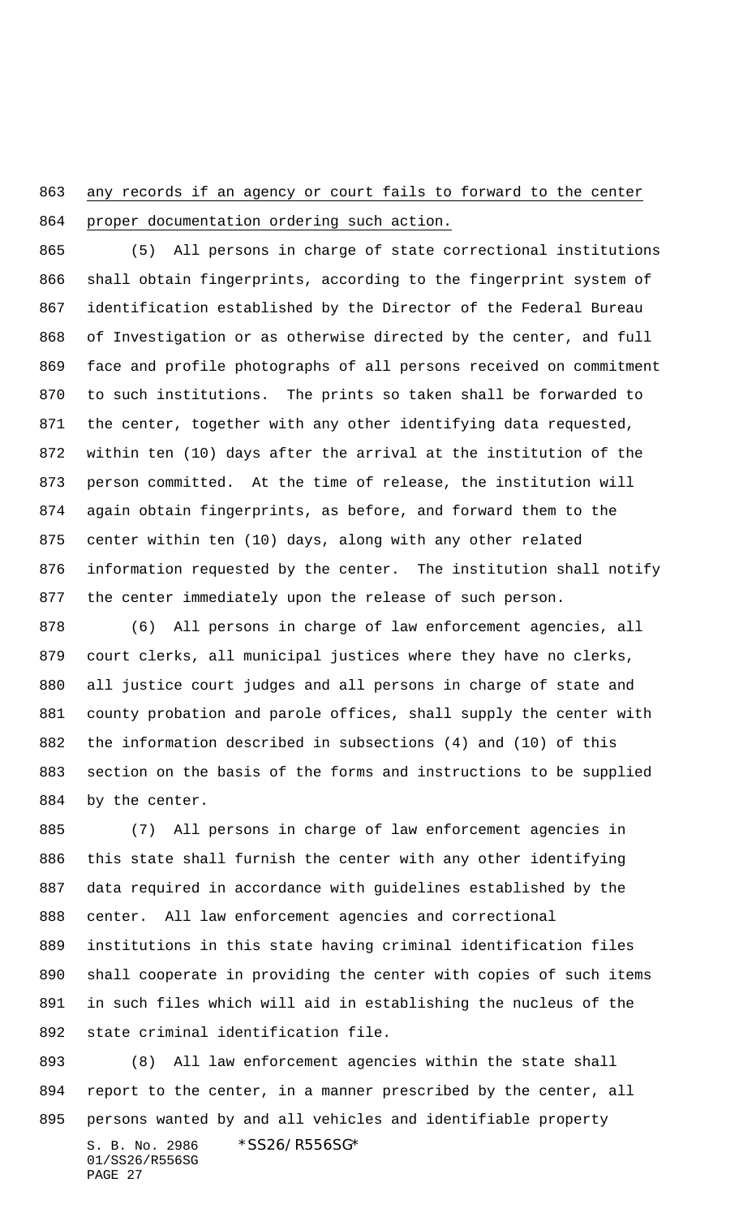any records if an agency or court fails to forward to the center proper documentation ordering such action.

(5) All persons in charge of state correctional institutions shall obtain fingerprints, according to the fingerprint system of identification established by the Director of the Federal Bureau of Investigation or as otherwise directed by the center, and full face and profile photographs of all persons received on commitment to such institutions. The prints so taken shall be forwarded to the center, together with any other identifying data requested, within ten (10) days after the arrival at the institution of the person committed. At the time of release, the institution will again obtain fingerprints, as before, and forward them to the center within ten (10) days, along with any other related information requested by the center. The institution shall notify the center immediately upon the release of such person.

(6) All persons in charge of law enforcement agencies, all court clerks, all municipal justices where they have no clerks, all justice court judges and all persons in charge of state and county probation and parole offices, shall supply the center with the information described in subsections (4) and (10) of this section on the basis of the forms and instructions to be supplied by the center.

(7) All persons in charge of law enforcement agencies in this state shall furnish the center with any other identifying data required in accordance with guidelines established by the center. All law enforcement agencies and correctional institutions in this state having criminal identification files shall cooperate in providing the center with copies of such items in such files which will aid in establishing the nucleus of the state criminal identification file.

(8) All law enforcement agencies within the state shall report to the center, in a manner prescribed by the center, all persons wanted by and all vehicles and identifiable property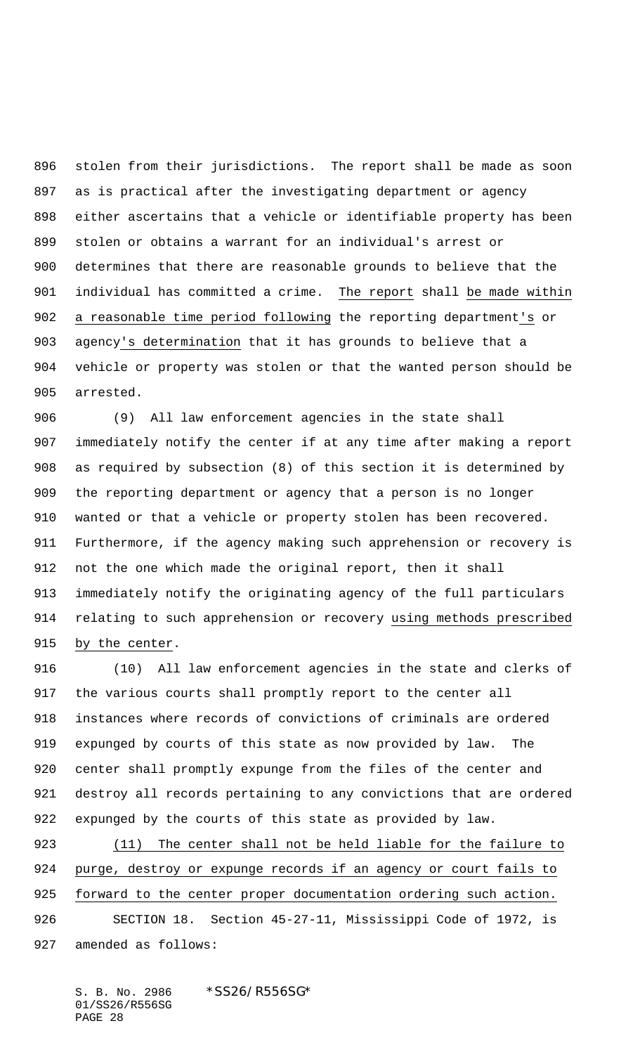stolen from their jurisdictions. The report shall be made as soon as is practical after the investigating department or agency either ascertains that a vehicle or identifiable property has been stolen or obtains a warrant for an individual's arrest or determines that there are reasonable grounds to believe that the individual has committed a crime. The report shall be made within a reasonable time period following the reporting department's or agency's determination that it has grounds to believe that a vehicle or property was stolen or that the wanted person should be arrested.

(9) All law enforcement agencies in the state shall immediately notify the center if at any time after making a report as required by subsection (8) of this section it is determined by the reporting department or agency that a person is no longer wanted or that a vehicle or property stolen has been recovered. Furthermore, if the agency making such apprehension or recovery is not the one which made the original report, then it shall immediately notify the originating agency of the full particulars relating to such apprehension or recovery using methods prescribed by the center.

(10) All law enforcement agencies in the state and clerks of the various courts shall promptly report to the center all instances where records of convictions of criminals are ordered expunged by courts of this state as now provided by law. The center shall promptly expunge from the files of the center and destroy all records pertaining to any convictions that are ordered expunged by the courts of this state as provided by law.

(11) The center shall not be held liable for the failure to purge, destroy or expunge records if an agency or court fails to forward to the center proper documentation ordering such action.

SECTION 18. Section 45-27-11, Mississippi Code of 1972, is amended as follows: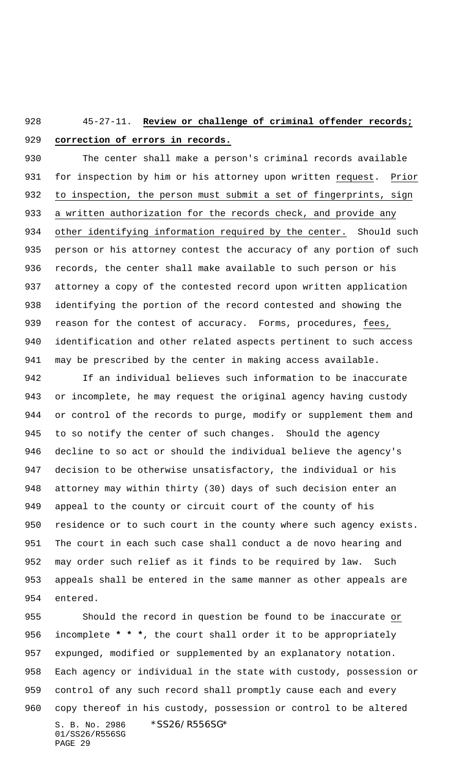45-27-11. **Review or challenge of criminal offender records; correction of errors in records.**

The center shall make a person's criminal records available for inspection by him or his attorney upon written request. Prior to inspection, the person must submit a set of fingerprints, sign a written authorization for the records check, and provide any other identifying information required by the center. Should such person or his attorney contest the accuracy of any portion of such records, the center shall make available to such person or his attorney a copy of the contested record upon written application identifying the portion of the record contested and showing the reason for the contest of accuracy. Forms, procedures, fees, identification and other related aspects pertinent to such access may be prescribed by the center in making access available.

If an individual believes such information to be inaccurate or incomplete, he may request the original agency having custody or control of the records to purge, modify or supplement them and to so notify the center of such changes. Should the agency decline to so act or should the individual believe the agency's decision to be otherwise unsatisfactory, the individual or his attorney may within thirty (30) days of such decision enter an appeal to the county or circuit court of the county of his residence or to such court in the county where such agency exists. The court in each such case shall conduct a de novo hearing and may order such relief as it finds to be required by law. Such appeals shall be entered in the same manner as other appeals are entered.

Should the record in question be found to be inaccurate or incomplete *** * ***, the court shall order it to be appropriately expunged, modified or supplemented by an explanatory notation. Each agency or individual in the state with custody, possession or control of any such record shall promptly cause each and every copy thereof in his custody, possession or control to be altered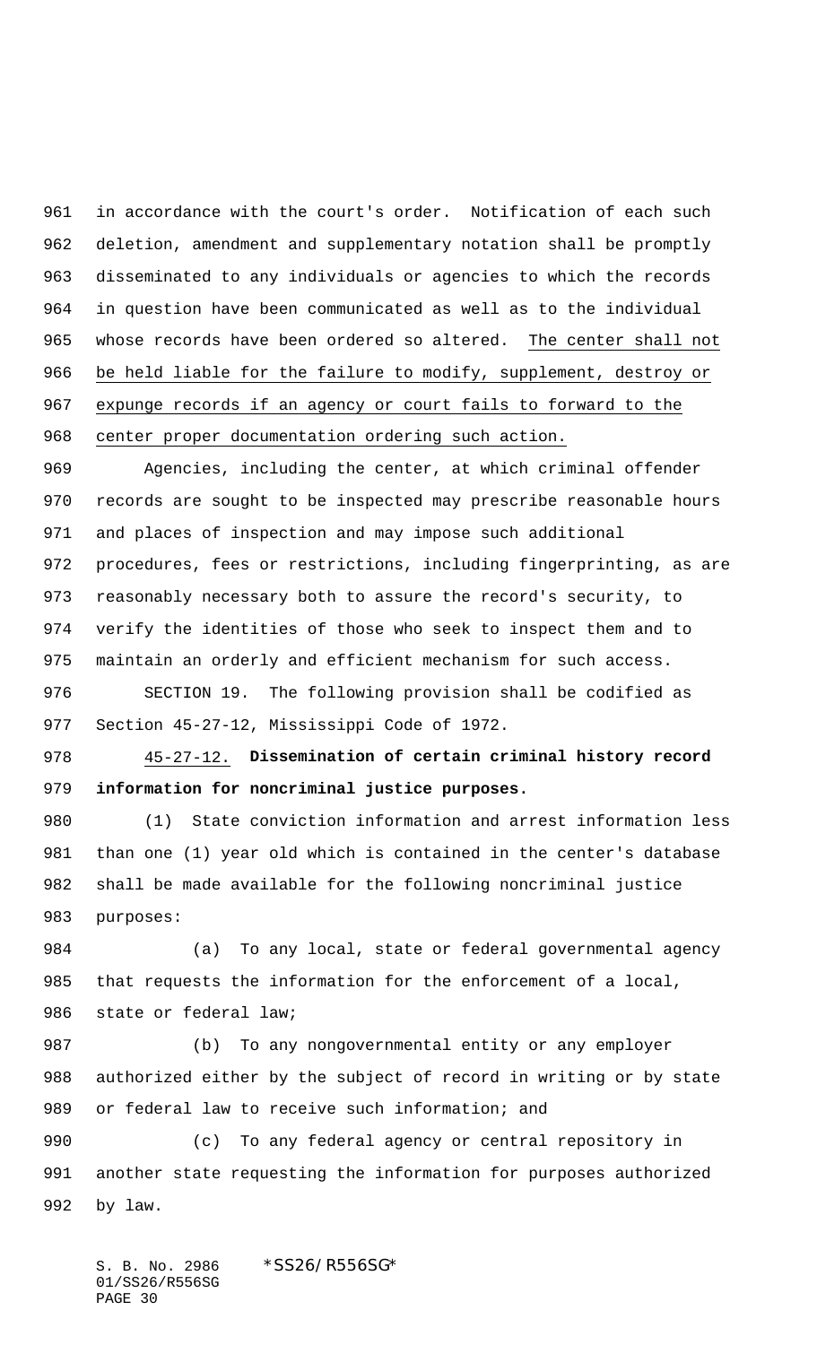in accordance with the court's order. Notification of each such deletion, amendment and supplementary notation shall be promptly disseminated to any individuals or agencies to which the records in question have been communicated as well as to the individual whose records have been ordered so altered. The center shall not be held liable for the failure to modify, supplement, destroy or expunge records if an agency or court fails to forward to the center proper documentation ordering such action.

Agencies, including the center, at which criminal offender records are sought to be inspected may prescribe reasonable hours and places of inspection and may impose such additional procedures, fees or restrictions, including fingerprinting, as are reasonably necessary both to assure the record's security, to verify the identities of those who seek to inspect them and to maintain an orderly and efficient mechanism for such access.

SECTION 19. The following provision shall be codified as Section 45-27-12, Mississippi Code of 1972.

45-27-12. **Dissemination of certain criminal history record information for noncriminal justice purposes.**

(1) State conviction information and arrest information less than one (1) year old which is contained in the center's database shall be made available for the following noncriminal justice purposes:

(a) To any local, state or federal governmental agency that requests the information for the enforcement of a local, state or federal law;

(b) To any nongovernmental entity or any employer authorized either by the subject of record in writing or by state or federal law to receive such information; and

(c) To any federal agency or central repository in another state requesting the information for purposes authorized by law.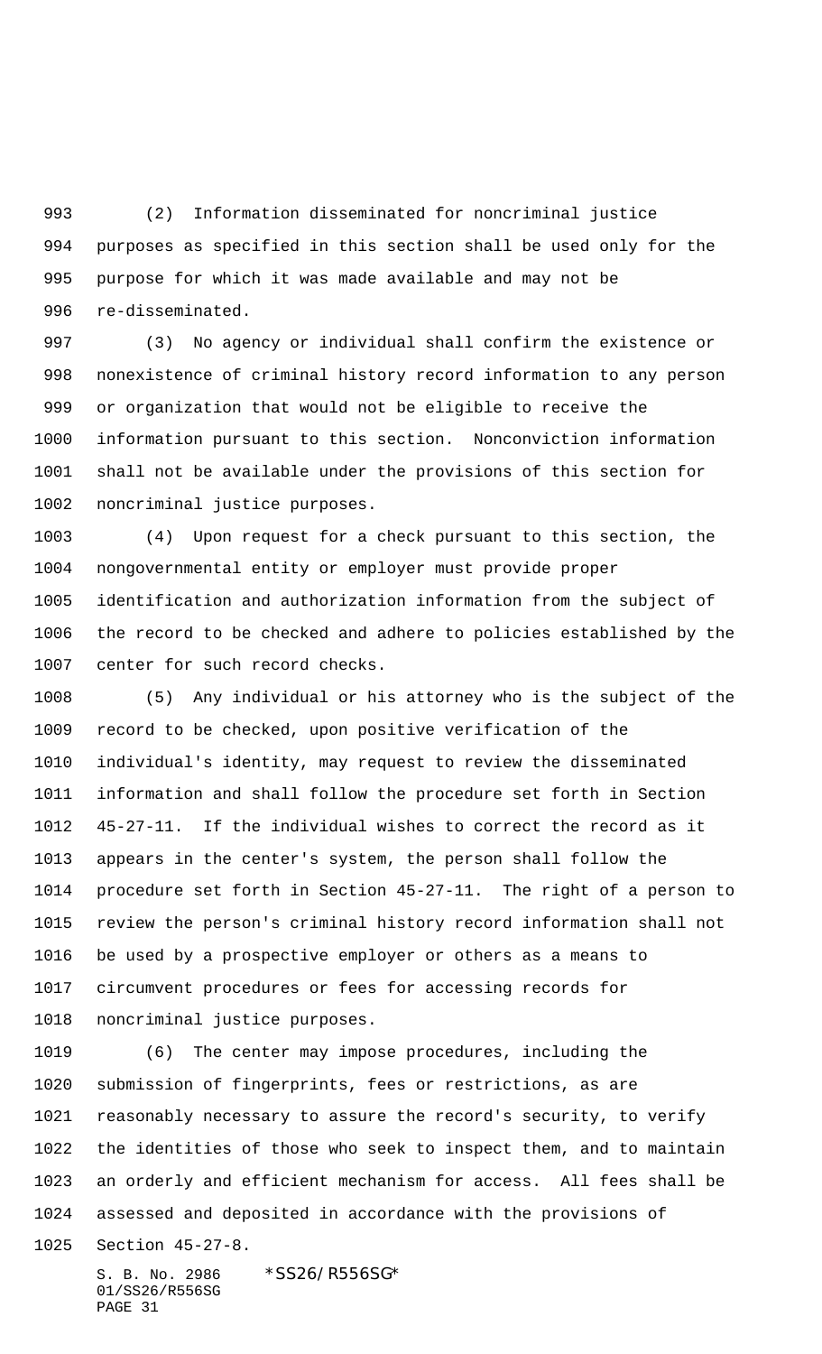(2) Information disseminated for noncriminal justice purposes as specified in this section shall be used only for the purpose for which it was made available and may not be re-disseminated.

(3) No agency or individual shall confirm the existence or nonexistence of criminal history record information to any person or organization that would not be eligible to receive the information pursuant to this section. Nonconviction information shall not be available under the provisions of this section for noncriminal justice purposes.

(4) Upon request for a check pursuant to this section, the nongovernmental entity or employer must provide proper identification and authorization information from the subject of the record to be checked and adhere to policies established by the center for such record checks.

(5) Any individual or his attorney who is the subject of the record to be checked, upon positive verification of the individual's identity, may request to review the disseminated information and shall follow the procedure set forth in Section 45-27-11. If the individual wishes to correct the record as it appears in the center's system, the person shall follow the procedure set forth in Section 45-27-11. The right of a person to review the person's criminal history record information shall not be used by a prospective employer or others as a means to circumvent procedures or fees for accessing records for noncriminal justice purposes.

(6) The center may impose procedures, including the submission of fingerprints, fees or restrictions, as are reasonably necessary to assure the record's security, to verify the identities of those who seek to inspect them, and to maintain an orderly and efficient mechanism for access. All fees shall be assessed and deposited in accordance with the provisions of Section 45-27-8.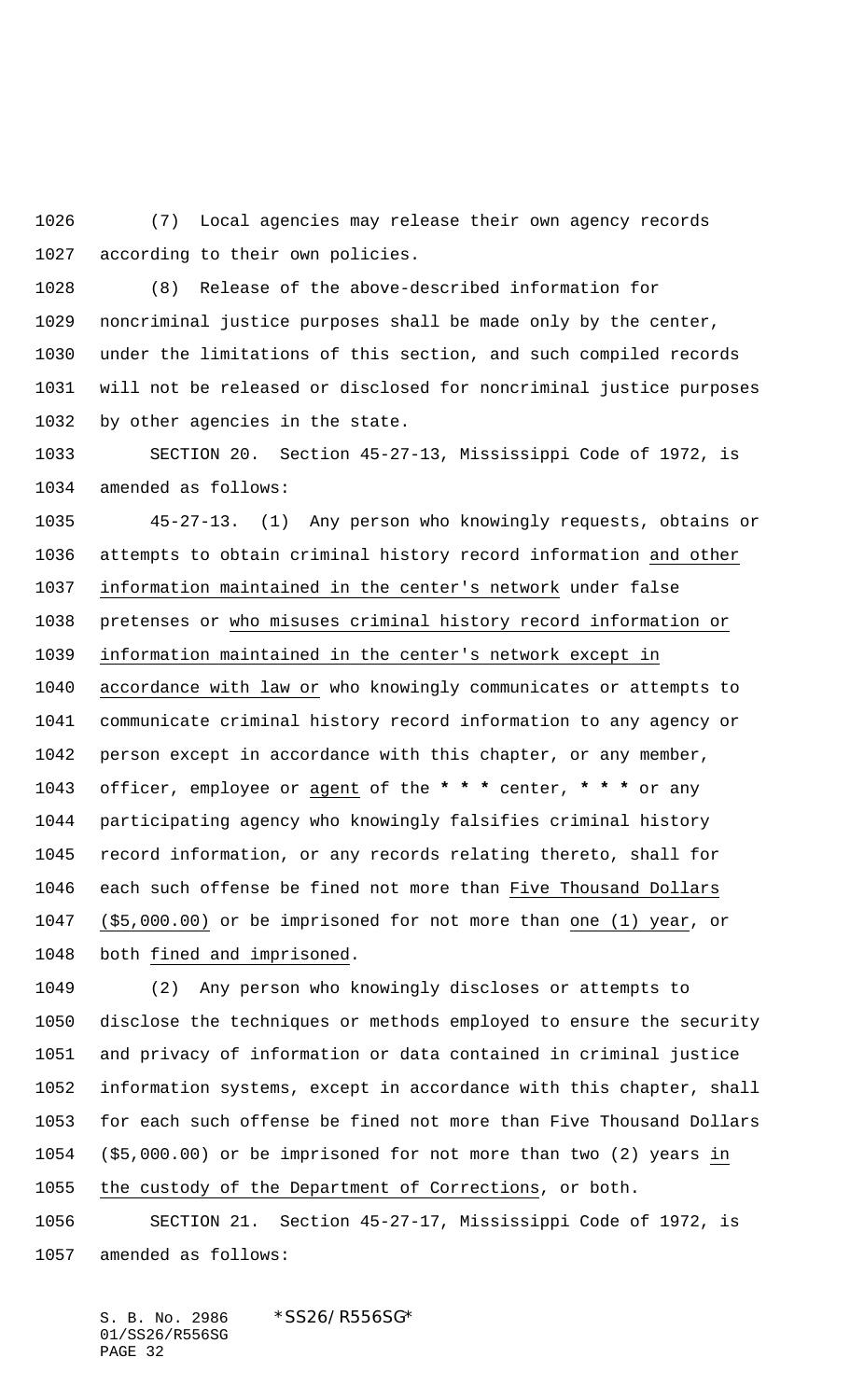(7) Local agencies may release their own agency records according to their own policies.

(8) Release of the above-described information for noncriminal justice purposes shall be made only by the center, under the limitations of this section, and such compiled records will not be released or disclosed for noncriminal justice purposes by other agencies in the state.

SECTION 20. Section 45-27-13, Mississippi Code of 1972, is amended as follows:

45-27-13. (1) Any person who knowingly requests, obtains or attempts to obtain criminal history record information and other information maintained in the center's network under false pretenses or who misuses criminal history record information or information maintained in the center's network except in accordance with law or who knowingly communicates or attempts to communicate criminal history record information to any agency or person except in accordance with this chapter, or any member, officer, employee or agent of the **\* \* \*** center, **\* \* \*** or any participating agency who knowingly falsifies criminal history record information, or any records relating thereto, shall for each such offense be fined not more than Five Thousand Dollars ($5,000.00) or be imprisoned for not more than one (1) year, or both fined and imprisoned.

(2) Any person who knowingly discloses or attempts to disclose the techniques or methods employed to ensure the security and privacy of information or data contained in criminal justice information systems, except in accordance with this chapter, shall for each such offense be fined not more than Five Thousand Dollars ($5,000.00) or be imprisoned for not more than two (2) years in the custody of the Department of Corrections, or both.

SECTION 21. Section 45-27-17, Mississippi Code of 1972, is amended as follows: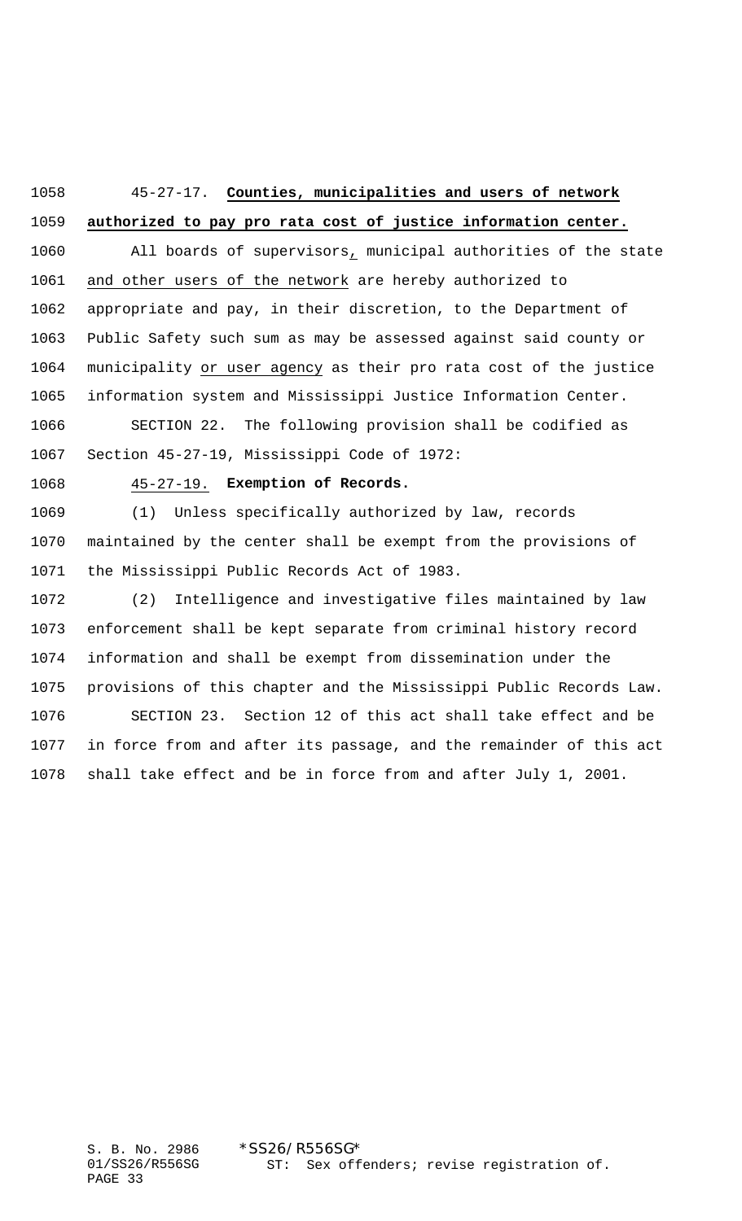45-27-17. **Counties, municipalities and users of network authorized to pay pro rata cost of justice information center.**

All boards of supervisors, municipal authorities of the state and other users of the network are hereby authorized to appropriate and pay, in their discretion, to the Department of Public Safety such sum as may be assessed against said county or municipality or user agency as their pro rata cost of the justice information system and Mississippi Justice Information Center.

SECTION 22. The following provision shall be codified as Section 45-27-19, Mississippi Code of 1972:

45-27-19. **Exemption of Records.**

(1) Unless specifically authorized by law, records maintained by the center shall be exempt from the provisions of the Mississippi Public Records Act of 1983.

(2) Intelligence and investigative files maintained by law enforcement shall be kept separate from criminal history record information and shall be exempt from dissemination under the provisions of this chapter and the Mississippi Public Records Law.

SECTION 23. Section 12 of this act shall take effect and be in force from and after its passage, and the remainder of this act shall take effect and be in force from and after July 1, 2001.